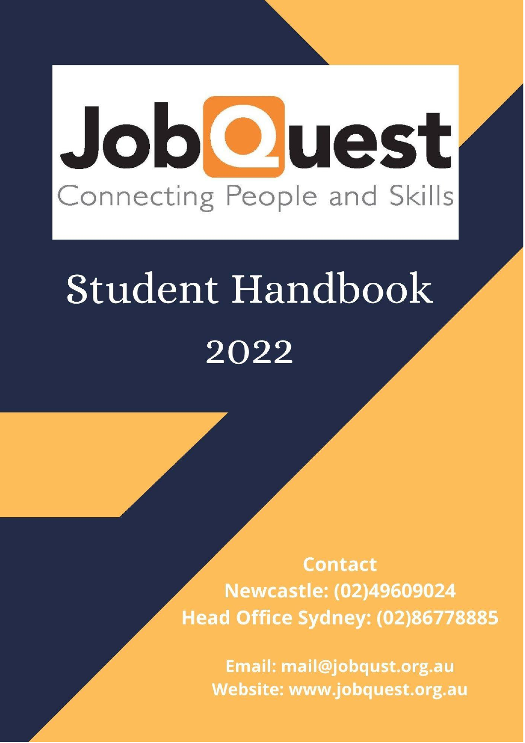JobQuest

Connecting People and Skills

# Student Handbook

# 2022

**Contact**

**Newcastle: (02)49609024**

**Head Office Sydney: (02)86778885**

**Email: mail@jobqust.org.au**

**Website: www.jobquest.org.au**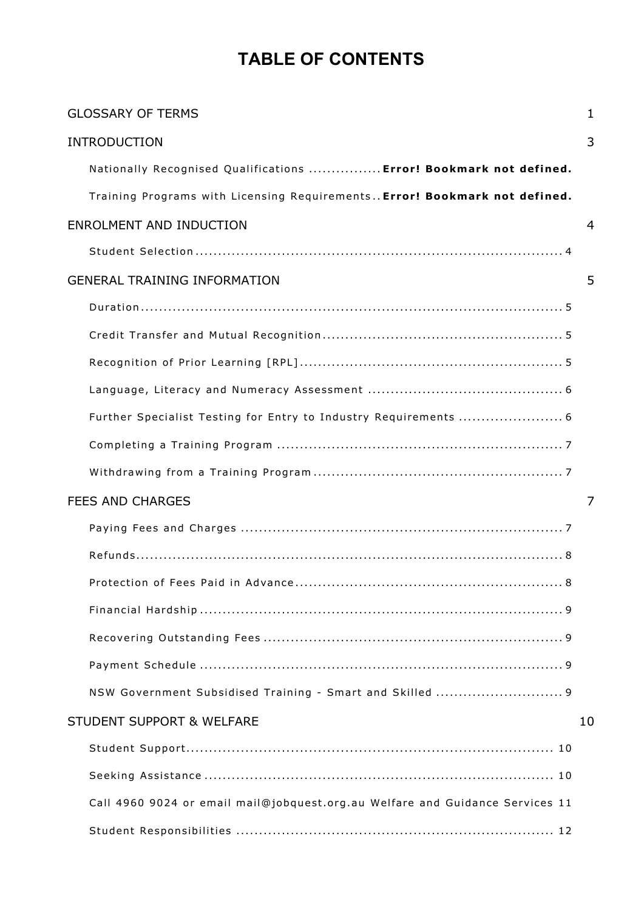# TABLE OF CONTENTS

GLOSSARY OF TERMS 1

INTRODUCTION 3

- Nationally Recognised Qualifications ................ **Error! Bookmark not defined.**
- Training Programs with Licensing Requirements .. **Error! Bookmark not defined.**

ENROLMENT AND INDUCTION 4

- Student Selection ................................................................................ 4

GENERAL TRAINING INFORMATION 5

- Duration ................................................................................ 5
- Credit Transfer and Mutual Recognition ................................................ 5
- Recognition of Prior Learning [RPL] ................................................ 5
- Language, Literacy and Numeracy Assessment ........................................ 6
- Further Specialist Testing for Entry to Industry Requirements ..................... 6
- Completing a Training Program ................................................ 7
- Withdrawing from a Training Program ................................................ 7

FEES AND CHARGES 7

- Paying Fees and Charges ................................................ 7
- Refunds ................................................................................ 8
- Protection of Fees Paid in Advance ................................................ 8
- Financial Hardship ................................................................................ 9
- Recovering Outstanding Fees ................................................ 9
- Payment Schedule ................................................................................ 9
- NSW Government Subsidised Training - Smart and Skilled ........................... 9

STUDENT SUPPORT & WELFARE 10

- Student Support ................................................................................ 10
- Seeking Assistance ................................................................................ 10
- Call 4960 9024 or email mail@jobquest.org.au Welfare and Guidance Services 11
- Student Responsibilities ................................................................ 12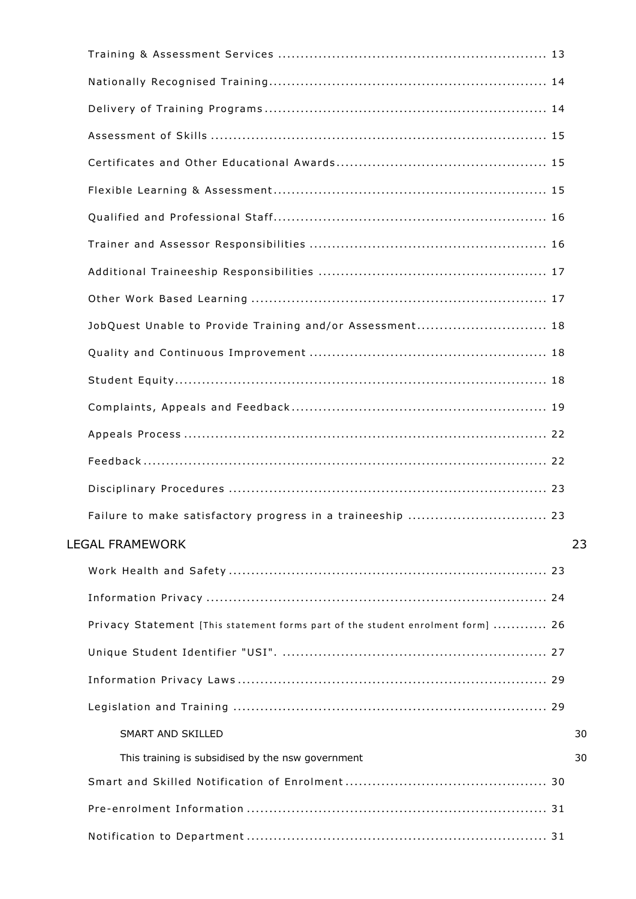Training & Assessment Services ........................................................ 13

Nationally Recognised Training.......................................................... 14

Delivery of Training Programs............................................................ 14

Assessment of Skills ......................................................................... 15

Certificates and Other Educational Awards........................................... 15

Flexible Learning & Assessment.......................................................... 15

Qualified and Professional Staff.......................................................... 16

Trainer and Assessor Responsibilities .................................................. 16

Additional Traineeship Responsibilities ............................................... 17

Other Work Based Learning ............................................................... 17

JobQuest Unable to Provide Training and/or Assessment......................... 18

Quality and Continuous Improvement .................................................. 18

Student Equity.................................................................................. 18

Complaints, Appeals and Feedback...................................................... 19

Appeals Process ............................................................................... 22

Feedback......................................................................................... 22

Disciplinary Procedures ..................................................................... 23

Failure to make satisfactory progress in a traineeship ............................ 23

LEGAL FRAMEWORK 23

Work Health and Safety..................................................................... 23

Information Privacy ........................................................................... 24

Privacy Statement [This statement forms part of the student enrolment form] ........... 26

Unique Student Identifier "USI". ......................................................... 27

Information Privacy Laws................................................................... 29

Legislation and Training .................................................................... 29

SMART AND SKILLED 30

This training is subsidised by the nsw government 30

Smart and Skilled Notification of Enrolment.......................................... 30

Pre-enrolment Information ................................................................. 31

Notification to Department ................................................................. 31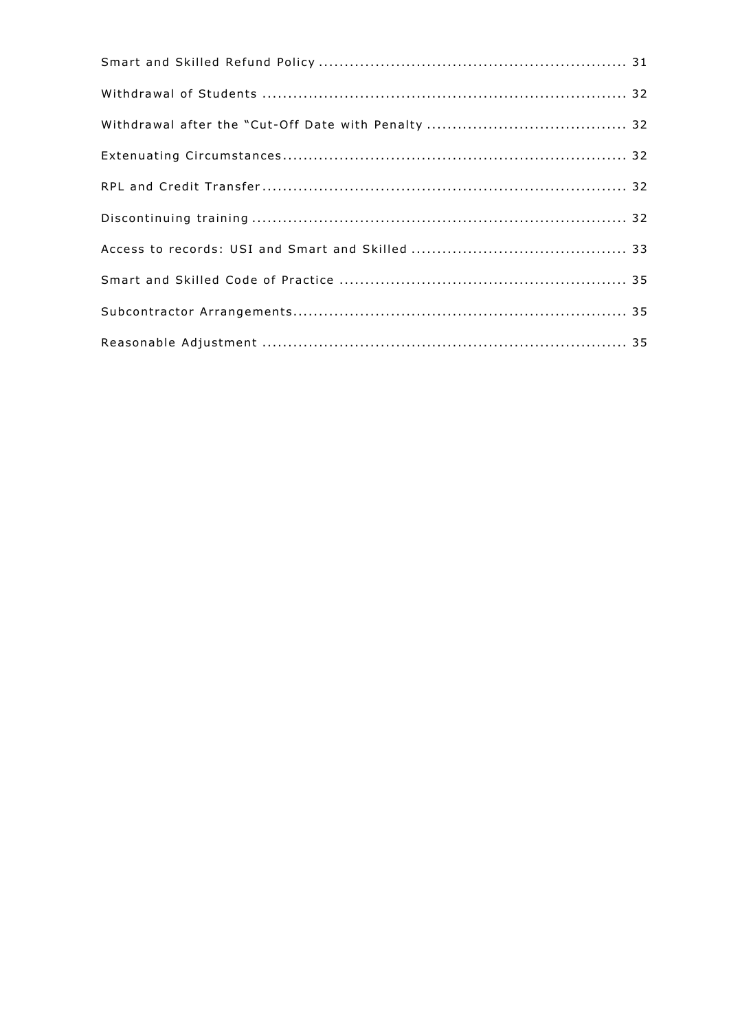Smart and Skilled Refund Policy ........................................................... 31

Withdrawal of Students ...................................................................... 32

Withdrawal after the "Cut-Off Date with Penalty ...................................... 32

Extenuating Circumstances................................................................. 32

RPL and Credit Transfer...................................................................... 32

Discontinuing training ........................................................................ 32

Access to records: USI and Smart and Skilled ......................................... 33

Smart and Skilled Code of Practice ....................................................... 35

Subcontractor Arrangements................................................................ 35

Reasonable Adjustment ...................................................................... 35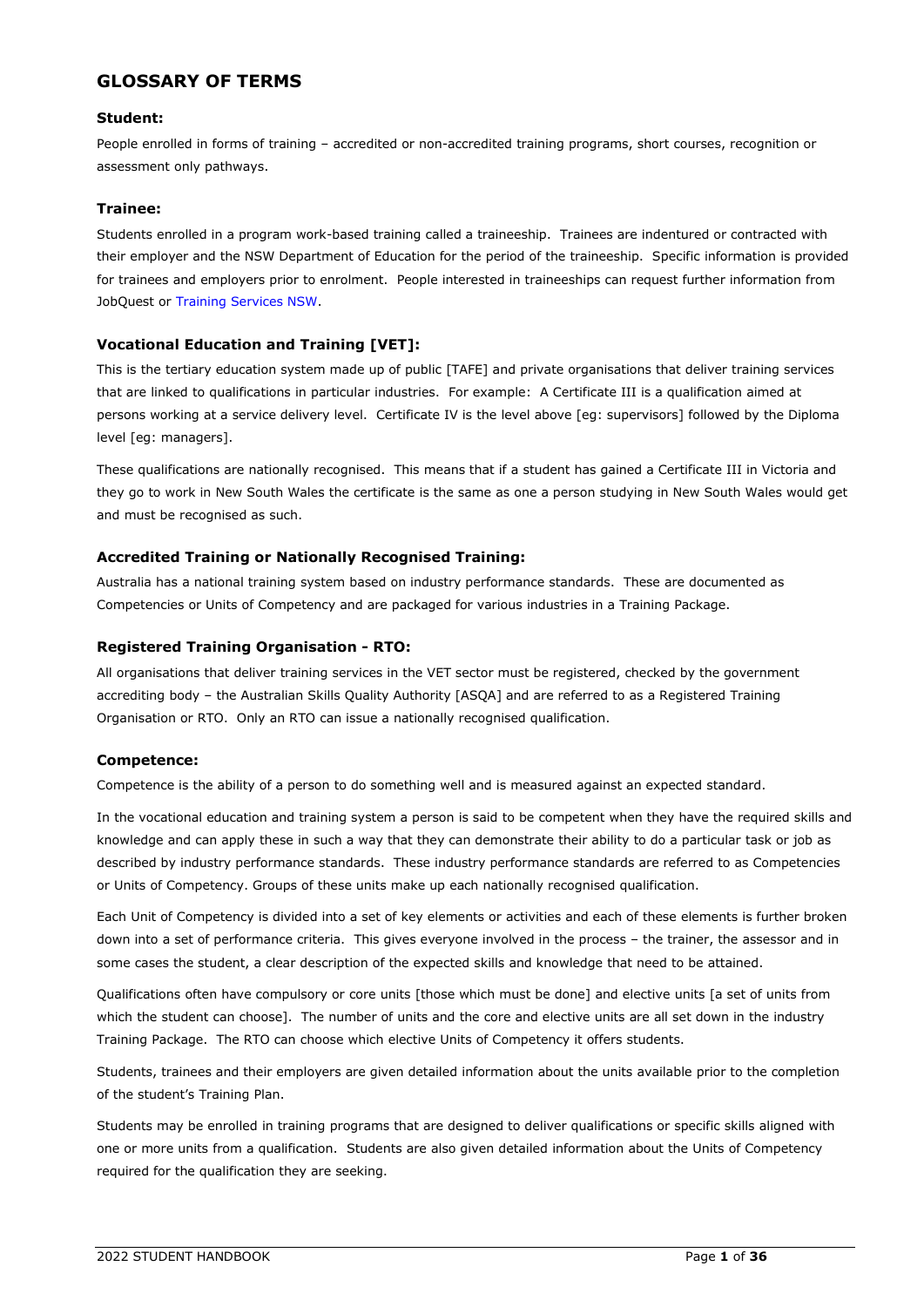# GLOSSARY OF TERMS

### Student:

People enrolled in forms of training – accredited or non-accredited training programs, short courses, recognition or assessment only pathways.

### Trainee:

Students enrolled in a program work-based training called a traineeship. Trainees are indentured or contracted with their employer and the NSW Department of Education for the period of the traineeship. Specific information is provided for trainees and employers prior to enrolment. People interested in traineeships can request further information from JobQuest or Training Services NSW.

### Vocational Education and Training [VET]:

This is the tertiary education system made up of public [TAFE] and private organisations that deliver training services that are linked to qualifications in particular industries. For example: A Certificate III is a qualification aimed at persons working at a service delivery level. Certificate IV is the level above [eg: supervisors] followed by the Diploma level [eg: managers].

These qualifications are nationally recognised. This means that if a student has gained a Certificate III in Victoria and they go to work in New South Wales the certificate is the same as one a person studying in New South Wales would get and must be recognised as such.

### Accredited Training or Nationally Recognised Training:

Australia has a national training system based on industry performance standards. These are documented as Competencies or Units of Competency and are packaged for various industries in a Training Package.

### Registered Training Organisation - RTO:

All organisations that deliver training services in the VET sector must be registered, checked by the government accrediting body – the Australian Skills Quality Authority [ASQA] and are referred to as a Registered Training Organisation or RTO. Only an RTO can issue a nationally recognised qualification.

### Competence:

Competence is the ability of a person to do something well and is measured against an expected standard.

In the vocational education and training system a person is said to be competent when they have the required skills and knowledge and can apply these in such a way that they can demonstrate their ability to do a particular task or job as described by industry performance standards. These industry performance standards are referred to as Competencies or Units of Competency. Groups of these units make up each nationally recognised qualification.

Each Unit of Competency is divided into a set of key elements or activities and each of these elements is further broken down into a set of performance criteria. This gives everyone involved in the process – the trainer, the assessor and in some cases the student, a clear description of the expected skills and knowledge that need to be attained.

Qualifications often have compulsory or core units [those which must be done] and elective units [a set of units from which the student can choose]. The number of units and the core and elective units are all set down in the industry Training Package. The RTO can choose which elective Units of Competency it offers students.

Students, trainees and their employers are given detailed information about the units available prior to the completion of the student's Training Plan.

Students may be enrolled in training programs that are designed to deliver qualifications or specific skills aligned with one or more units from a qualification. Students are also given detailed information about the Units of Competency required for the qualification they are seeking.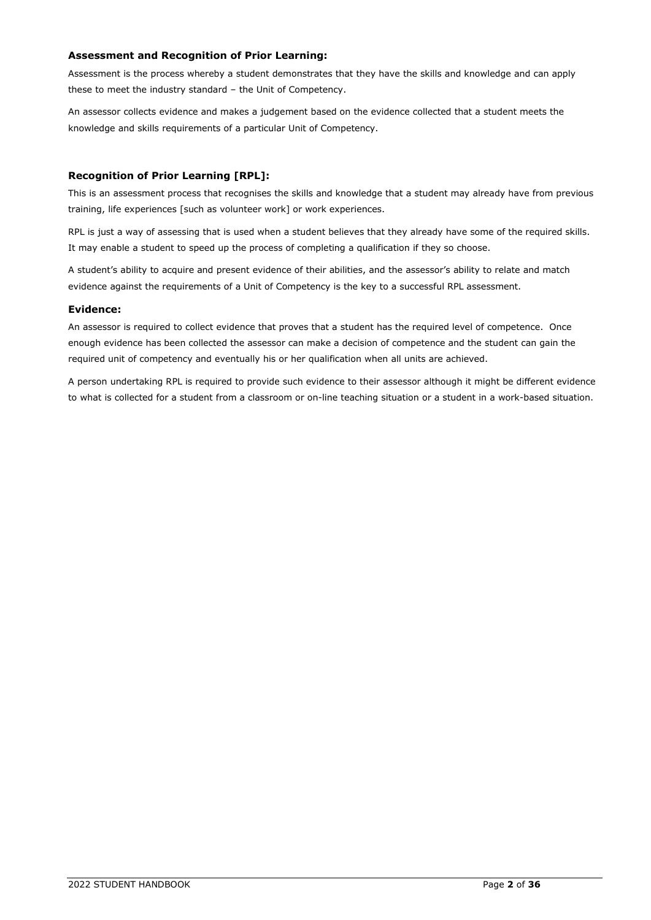### Assessment and Recognition of Prior Learning:

Assessment is the process whereby a student demonstrates that they have the skills and knowledge and can apply these to meet the industry standard – the Unit of Competency.

An assessor collects evidence and makes a judgement based on the evidence collected that a student meets the knowledge and skills requirements of a particular Unit of Competency.

### Recognition of Prior Learning [RPL]:

This is an assessment process that recognises the skills and knowledge that a student may already have from previous training, life experiences [such as volunteer work] or work experiences.

RPL is just a way of assessing that is used when a student believes that they already have some of the required skills. It may enable a student to speed up the process of completing a qualification if they so choose.

A student's ability to acquire and present evidence of their abilities, and the assessor's ability to relate and match evidence against the requirements of a Unit of Competency is the key to a successful RPL assessment.

### Evidence:

An assessor is required to collect evidence that proves that a student has the required level of competence. Once enough evidence has been collected the assessor can make a decision of competence and the student can gain the required unit of competency and eventually his or her qualification when all units are achieved.

A person undertaking RPL is required to provide such evidence to their assessor although it might be different evidence to what is collected for a student from a classroom or on-line teaching situation or a student in a work-based situation.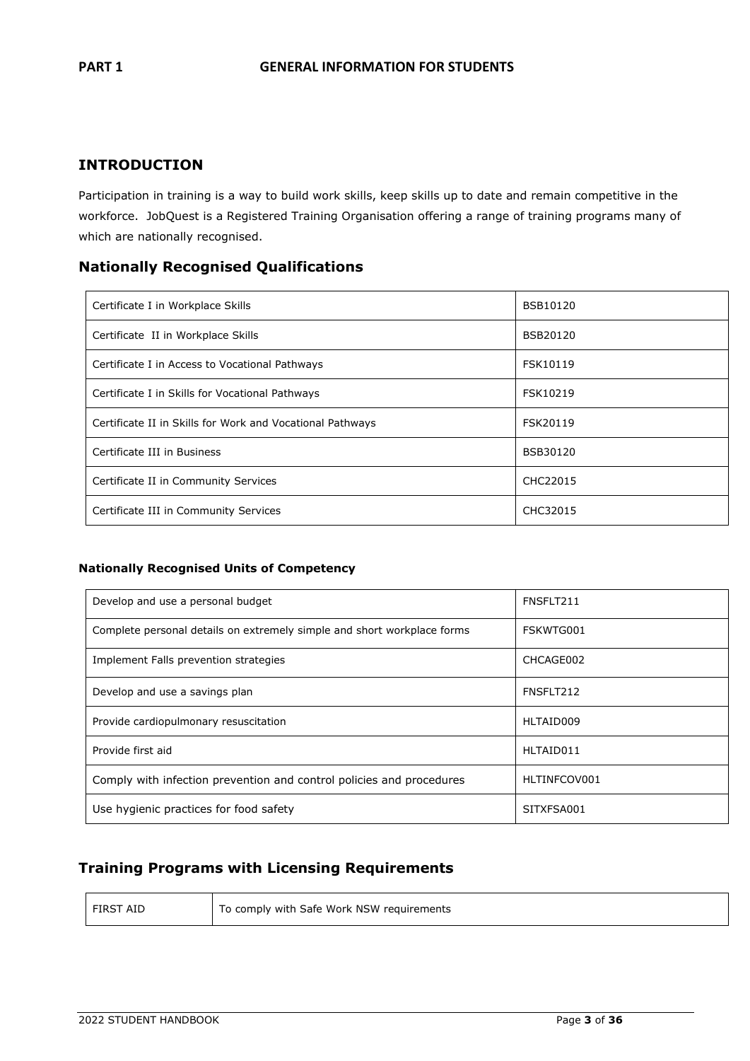**PART 1 GENERAL INFORMATION FOR STUDENTS**

## INTRODUCTION

Participation in training is a way to build work skills, keep skills up to date and remain competitive in the workforce. JobQuest is a Registered Training Organisation offering a range of training programs many of which are nationally recognised.

## Nationally Recognised Qualifications

| | |
|---|---|
| Certificate I in Workplace Skills | BSB10120 |
| Certificate II in Workplace Skills | BSB20120 |
| Certificate I in Access to Vocational Pathways | FSK10119 |
| Certificate I in Skills for Vocational Pathways | FSK10219 |
| Certificate II in Skills for Work and Vocational Pathways | FSK20119 |
| Certificate III in Business | BSB30120 |
| Certificate II in Community Services | CHC22015 |
| Certificate III in Community Services | CHC32015 |

### Nationally Recognised Units of Competency

| | |
|---|---|
| Develop and use a personal budget | FNSFLT211 |
| Complete personal details on extremely simple and short workplace forms | FSKWTG001 |
| Implement Falls prevention strategies | CHCAGE002 |
| Develop and use a savings plan | FNSFLT212 |
| Provide cardiopulmonary resuscitation | HLTAID009 |
| Provide first aid | HLTAID011 |
| Comply with infection prevention and control policies and procedures | HLTINFCOV001 |
| Use hygienic practices for food safety | SITXFSA001 |

## Training Programs with Licensing Requirements

| | |
|---|---|
| FIRST AID | To comply with Safe Work NSW requirements |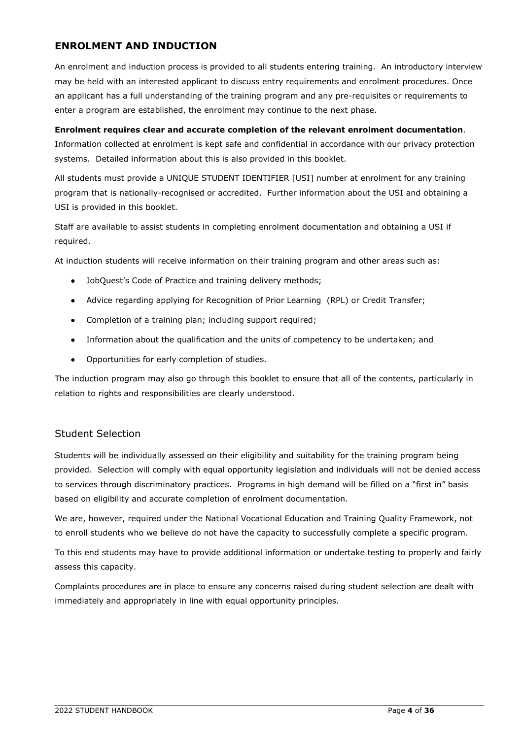## ENROLMENT AND INDUCTION

An enrolment and induction process is provided to all students entering training. An introductory interview may be held with an interested applicant to discuss entry requirements and enrolment procedures. Once an applicant has a full understanding of the training program and any pre-requisites or requirements to enter a program are established, the enrolment may continue to the next phase.

**Enrolment requires clear and accurate completion of the relevant enrolment documentation**. Information collected at enrolment is kept safe and confidential in accordance with our privacy protection systems. Detailed information about this is also provided in this booklet.

All students must provide a UNIQUE STUDENT IDENTIFIER [USI] number at enrolment for any training program that is nationally-recognised or accredited. Further information about the USI and obtaining a USI is provided in this booklet.

Staff are available to assist students in completing enrolment documentation and obtaining a USI if required.

At induction students will receive information on their training program and other areas such as:

- JobQuest's Code of Practice and training delivery methods;
- Advice regarding applying for Recognition of Prior Learning (RPL) or Credit Transfer;
- Completion of a training plan; including support required;
- Information about the qualification and the units of competency to be undertaken; and
- Opportunities for early completion of studies.

The induction program may also go through this booklet to ensure that all of the contents, particularly in relation to rights and responsibilities are clearly understood.

### Student Selection

Students will be individually assessed on their eligibility and suitability for the training program being provided. Selection will comply with equal opportunity legislation and individuals will not be denied access to services through discriminatory practices. Programs in high demand will be filled on a "first in" basis based on eligibility and accurate completion of enrolment documentation.

We are, however, required under the National Vocational Education and Training Quality Framework, not to enroll students who we believe do not have the capacity to successfully complete a specific program.

To this end students may have to provide additional information or undertake testing to properly and fairly assess this capacity.

Complaints procedures are in place to ensure any concerns raised during student selection are dealt with immediately and appropriately in line with equal opportunity principles.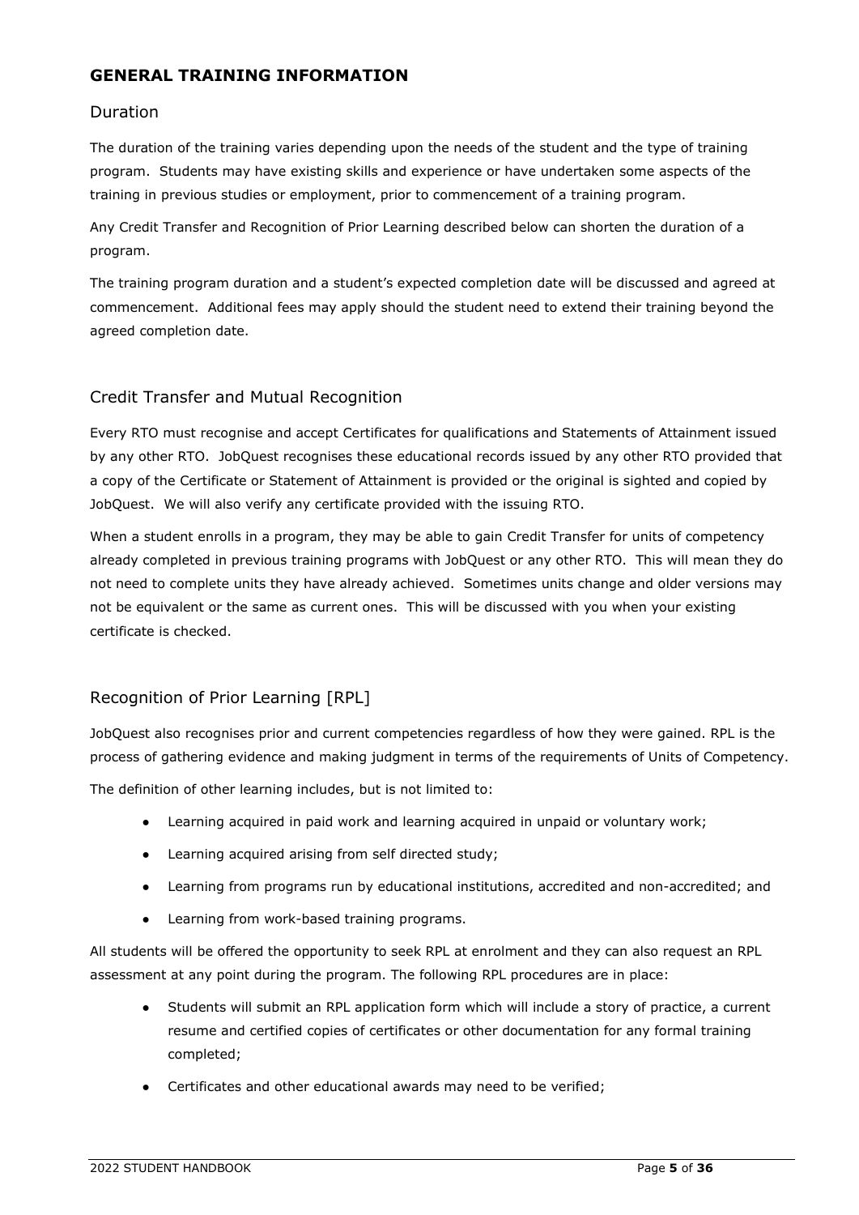## GENERAL TRAINING INFORMATION

### Duration

The duration of the training varies depending upon the needs of the student and the type of training program. Students may have existing skills and experience or have undertaken some aspects of the training in previous studies or employment, prior to commencement of a training program.

Any Credit Transfer and Recognition of Prior Learning described below can shorten the duration of a program.

The training program duration and a student's expected completion date will be discussed and agreed at commencement. Additional fees may apply should the student need to extend their training beyond the agreed completion date.

### Credit Transfer and Mutual Recognition

Every RTO must recognise and accept Certificates for qualifications and Statements of Attainment issued by any other RTO. JobQuest recognises these educational records issued by any other RTO provided that a copy of the Certificate or Statement of Attainment is provided or the original is sighted and copied by JobQuest. We will also verify any certificate provided with the issuing RTO.

When a student enrolls in a program, they may be able to gain Credit Transfer for units of competency already completed in previous training programs with JobQuest or any other RTO. This will mean they do not need to complete units they have already achieved. Sometimes units change and older versions may not be equivalent or the same as current ones. This will be discussed with you when your existing certificate is checked.

### Recognition of Prior Learning [RPL]

JobQuest also recognises prior and current competencies regardless of how they were gained. RPL is the process of gathering evidence and making judgment in terms of the requirements of Units of Competency.

The definition of other learning includes, but is not limited to:

- Learning acquired in paid work and learning acquired in unpaid or voluntary work;
- Learning acquired arising from self directed study;
- Learning from programs run by educational institutions, accredited and non-accredited; and
- Learning from work-based training programs.

All students will be offered the opportunity to seek RPL at enrolment and they can also request an RPL assessment at any point during the program. The following RPL procedures are in place:

- Students will submit an RPL application form which will include a story of practice, a current resume and certified copies of certificates or other documentation for any formal training completed;
- Certificates and other educational awards may need to be verified;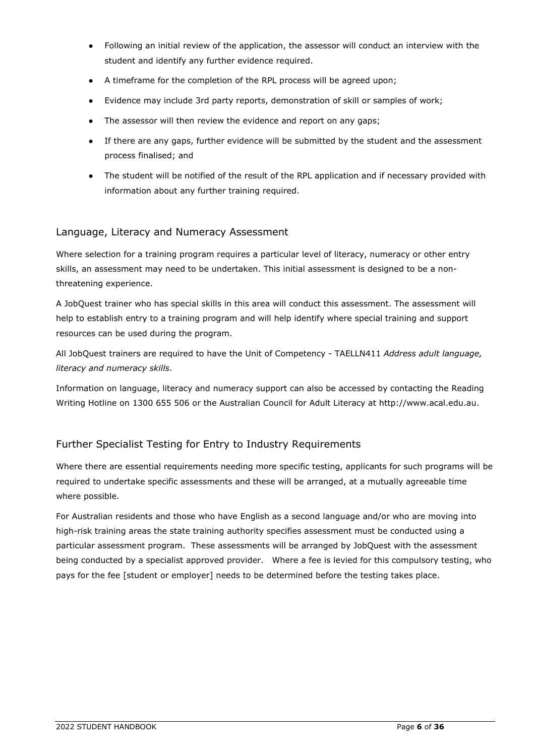- Following an initial review of the application, the assessor will conduct an interview with the student and identify any further evidence required.
- A timeframe for the completion of the RPL process will be agreed upon;
- Evidence may include 3rd party reports, demonstration of skill or samples of work;
- The assessor will then review the evidence and report on any gaps;
- If there are any gaps, further evidence will be submitted by the student and the assessment process finalised; and
- The student will be notified of the result of the RPL application and if necessary provided with information about any further training required.

## Language, Literacy and Numeracy Assessment

Where selection for a training program requires a particular level of literacy, numeracy or other entry skills, an assessment may need to be undertaken. This initial assessment is designed to be a non-threatening experience.

A JobQuest trainer who has special skills in this area will conduct this assessment. The assessment will help to establish entry to a training program and will help identify where special training and support resources can be used during the program.

All JobQuest trainers are required to have the Unit of Competency - TAELLN411 *Address adult language, literacy and numeracy skills*.

Information on language, literacy and numeracy support can also be accessed by contacting the Reading Writing Hotline on 1300 655 506 or the Australian Council for Adult Literacy at http://www.acal.edu.au.

## Further Specialist Testing for Entry to Industry Requirements

Where there are essential requirements needing more specific testing, applicants for such programs will be required to undertake specific assessments and these will be arranged, at a mutually agreeable time where possible.

For Australian residents and those who have English as a second language and/or who are moving into high-risk training areas the state training authority specifies assessment must be conducted using a particular assessment program. These assessments will be arranged by JobQuest with the assessment being conducted by a specialist approved provider. Where a fee is levied for this compulsory testing, who pays for the fee [student or employer] needs to be determined before the testing takes place.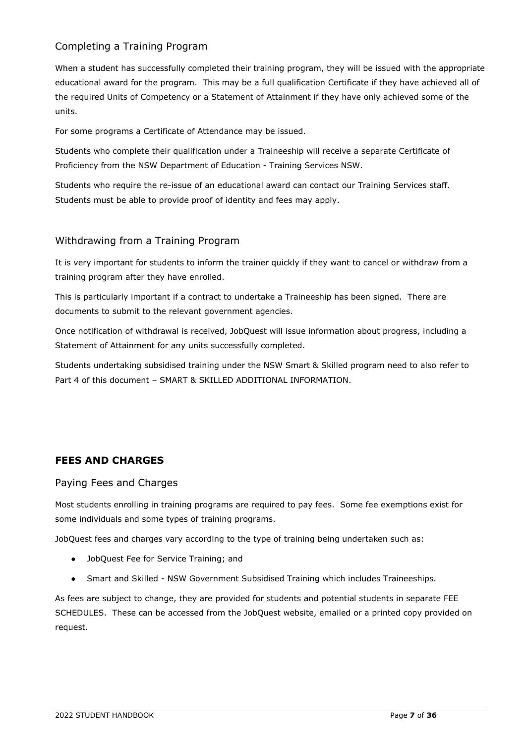## Completing a Training Program

When a student has successfully completed their training program, they will be issued with the appropriate educational award for the program. This may be a full qualification Certificate if they have achieved all of the required Units of Competency or a Statement of Attainment if they have only achieved some of the units.

For some programs a Certificate of Attendance may be issued.

Students who complete their qualification under a Traineeship will receive a separate Certificate of Proficiency from the NSW Department of Education - Training Services NSW.

Students who require the re-issue of an educational award can contact our Training Services staff. Students must be able to provide proof of identity and fees may apply.

## Withdrawing from a Training Program

It is very important for students to inform the trainer quickly if they want to cancel or withdraw from a training program after they have enrolled.

This is particularly important if a contract to undertake a Traineeship has been signed. There are documents to submit to the relevant government agencies.

Once notification of withdrawal is received, JobQuest will issue information about progress, including a Statement of Attainment for any units successfully completed.

Students undertaking subsidised training under the NSW Smart & Skilled program need to also refer to Part 4 of this document – SMART & SKILLED ADDITIONAL INFORMATION.

# FEES AND CHARGES

## Paying Fees and Charges

Most students enrolling in training programs are required to pay fees. Some fee exemptions exist for some individuals and some types of training programs.

JobQuest fees and charges vary according to the type of training being undertaken such as:

- JobQuest Fee for Service Training; and
- Smart and Skilled - NSW Government Subsidised Training which includes Traineeships.

As fees are subject to change, they are provided for students and potential students in separate FEE SCHEDULES. These can be accessed from the JobQuest website, emailed or a printed copy provided on request.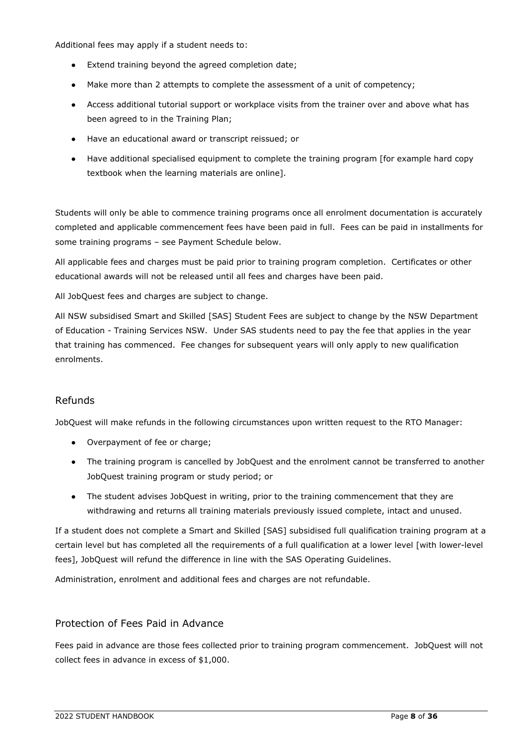Additional fees may apply if a student needs to:

- Extend training beyond the agreed completion date;
- Make more than 2 attempts to complete the assessment of a unit of competency;
- Access additional tutorial support or workplace visits from the trainer over and above what has been agreed to in the Training Plan;
- Have an educational award or transcript reissued; or
- Have additional specialised equipment to complete the training program [for example hard copy textbook when the learning materials are online].

Students will only be able to commence training programs once all enrolment documentation is accurately completed and applicable commencement fees have been paid in full. Fees can be paid in installments for some training programs – see Payment Schedule below.

All applicable fees and charges must be paid prior to training program completion. Certificates or other educational awards will not be released until all fees and charges have been paid.

All JobQuest fees and charges are subject to change.

All NSW subsidised Smart and Skilled [SAS] Student Fees are subject to change by the NSW Department of Education - Training Services NSW. Under SAS students need to pay the fee that applies in the year that training has commenced. Fee changes for subsequent years will only apply to new qualification enrolments.

## Refunds

JobQuest will make refunds in the following circumstances upon written request to the RTO Manager:

- Overpayment of fee or charge;
- The training program is cancelled by JobQuest and the enrolment cannot be transferred to another JobQuest training program or study period; or
- The student advises JobQuest in writing, prior to the training commencement that they are withdrawing and returns all training materials previously issued complete, intact and unused.

If a student does not complete a Smart and Skilled [SAS] subsidised full qualification training program at a certain level but has completed all the requirements of a full qualification at a lower level [with lower-level fees], JobQuest will refund the difference in line with the SAS Operating Guidelines.

Administration, enrolment and additional fees and charges are not refundable.

## Protection of Fees Paid in Advance

Fees paid in advance are those fees collected prior to training program commencement. JobQuest will not collect fees in advance in excess of $1,000.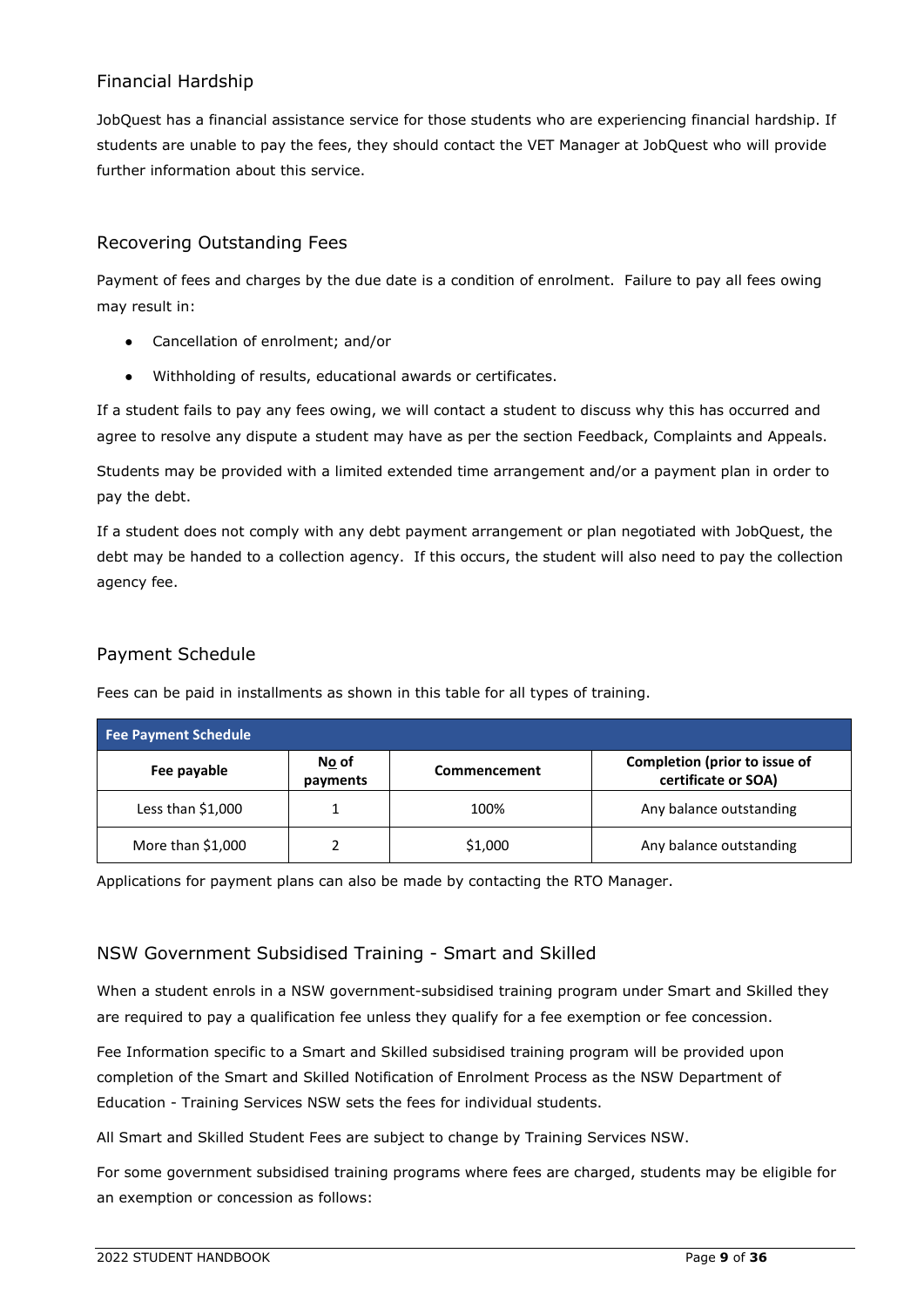## Financial Hardship

JobQuest has a financial assistance service for those students who are experiencing financial hardship. If students are unable to pay the fees, they should contact the VET Manager at JobQuest who will provide further information about this service.

## Recovering Outstanding Fees

Payment of fees and charges by the due date is a condition of enrolment. Failure to pay all fees owing may result in:

- Cancellation of enrolment; and/or
- Withholding of results, educational awards or certificates.

If a student fails to pay any fees owing, we will contact a student to discuss why this has occurred and agree to resolve any dispute a student may have as per the section Feedback, Complaints and Appeals.

Students may be provided with a limited extended time arrangement and/or a payment plan in order to pay the debt.

If a student does not comply with any debt payment arrangement or plan negotiated with JobQuest, the debt may be handed to a collection agency. If this occurs, the student will also need to pay the collection agency fee.

## Payment Schedule

Fees can be paid in installments as shown in this table for all types of training.

| Fee Payment Schedule | | | |
|---|---|---|---|
| **Fee payable** | **No of payments** | **Commencement** | **Completion (prior to issue of certificate or SOA)** |
| Less than $1,000 | 1 | 100% | Any balance outstanding |
| More than $1,000 | 2 | $1,000 | Any balance outstanding |

Applications for payment plans can also be made by contacting the RTO Manager.

## NSW Government Subsidised Training - Smart and Skilled

When a student enrols in a NSW government-subsidised training program under Smart and Skilled they are required to pay a qualification fee unless they qualify for a fee exemption or fee concession.

Fee Information specific to a Smart and Skilled subsidised training program will be provided upon completion of the Smart and Skilled Notification of Enrolment Process as the NSW Department of Education - Training Services NSW sets the fees for individual students.

All Smart and Skilled Student Fees are subject to change by Training Services NSW.

For some government subsidised training programs where fees are charged, students may be eligible for an exemption or concession as follows: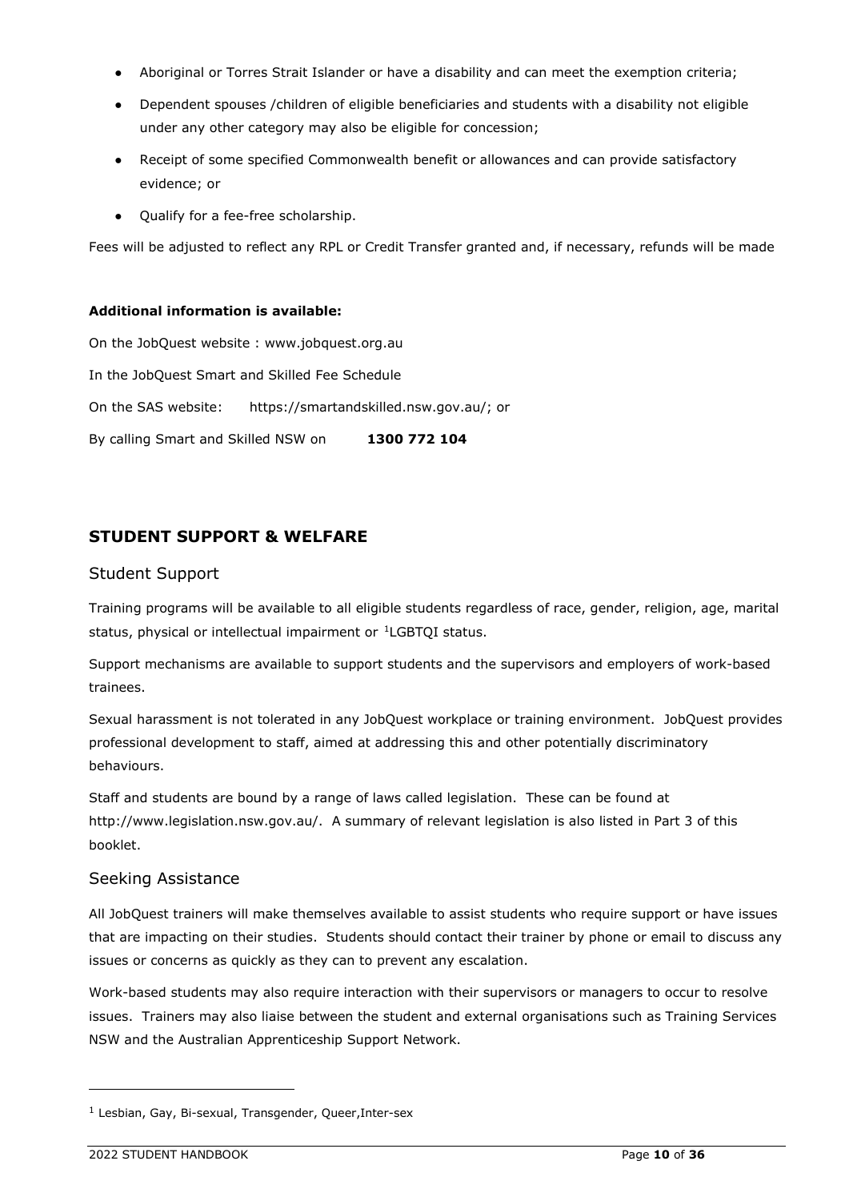- Aboriginal or Torres Strait Islander or have a disability and can meet the exemption criteria;
- Dependent spouses /children of eligible beneficiaries and students with a disability not eligible under any other category may also be eligible for concession;
- Receipt of some specified Commonwealth benefit or allowances and can provide satisfactory evidence; or
- Qualify for a fee-free scholarship.

Fees will be adjusted to reflect any RPL or Credit Transfer granted and, if necessary, refunds will be made

**Additional information is available:**

On the JobQuest website : www.jobquest.org.au

In the JobQuest Smart and Skilled Fee Schedule

On the SAS website: https://smartandskilled.nsw.gov.au/; or

By calling Smart and Skilled NSW on **1300 772 104**

## STUDENT SUPPORT & WELFARE

### Student Support

Training programs will be available to all eligible students regardless of race, gender, religion, age, marital status, physical or intellectual impairment or [1]LGBTQI status.

Support mechanisms are available to support students and the supervisors and employers of work-based trainees.

Sexual harassment is not tolerated in any JobQuest workplace or training environment. JobQuest provides professional development to staff, aimed at addressing this and other potentially discriminatory behaviours.

Staff and students are bound by a range of laws called legislation. These can be found at http://www.legislation.nsw.gov.au/. A summary of relevant legislation is also listed in Part 3 of this booklet.

### Seeking Assistance

All JobQuest trainers will make themselves available to assist students who require support or have issues that are impacting on their studies. Students should contact their trainer by phone or email to discuss any issues or concerns as quickly as they can to prevent any escalation.

Work-based students may also require interaction with their supervisors or managers to occur to resolve issues. Trainers may also liaise between the student and external organisations such as Training Services NSW and the Australian Apprenticeship Support Network.

[1] Lesbian, Gay, Bi-sexual, Transgender, Queer,Inter-sex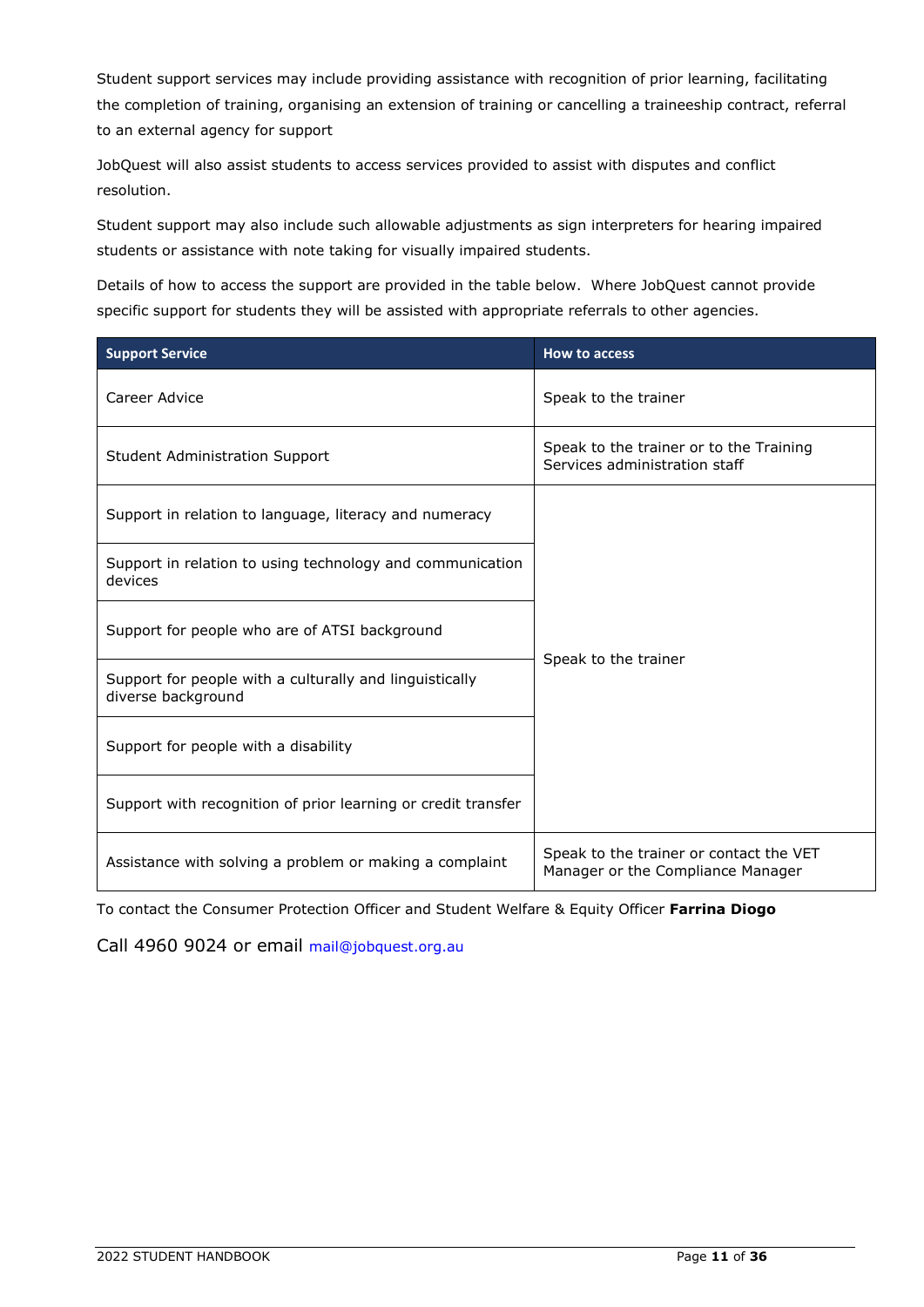Student support services may include providing assistance with recognition of prior learning, facilitating the completion of training, organising an extension of training or cancelling a traineeship contract, referral to an external agency for support

JobQuest will also assist students to access services provided to assist with disputes and conflict resolution.

Student support may also include such allowable adjustments as sign interpreters for hearing impaired students or assistance with note taking for visually impaired students.

Details of how to access the support are provided in the table below. Where JobQuest cannot provide specific support for students they will be assisted with appropriate referrals to other agencies.

| Support Service | How to access |
|---|---|
| Career Advice | Speak to the trainer |
| Student Administration Support | Speak to the trainer or to the Training Services administration staff |
| Support in relation to language, literacy and numeracy | Speak to the trainer |
| Support in relation to using technology and communication devices | Speak to the trainer |
| Support for people who are of ATSI background | Speak to the trainer |
| Support for people with a culturally and linguistically diverse background | Speak to the trainer |
| Support for people with a disability | Speak to the trainer |
| Support with recognition of prior learning or credit transfer | Speak to the trainer |
| Assistance with solving a problem or making a complaint | Speak to the trainer or contact the VET Manager or the Compliance Manager |

To contact the Consumer Protection Officer and Student Welfare & Equity Officer **Farrina Diogo**

Call 4960 9024 or email mail@jobquest.org.au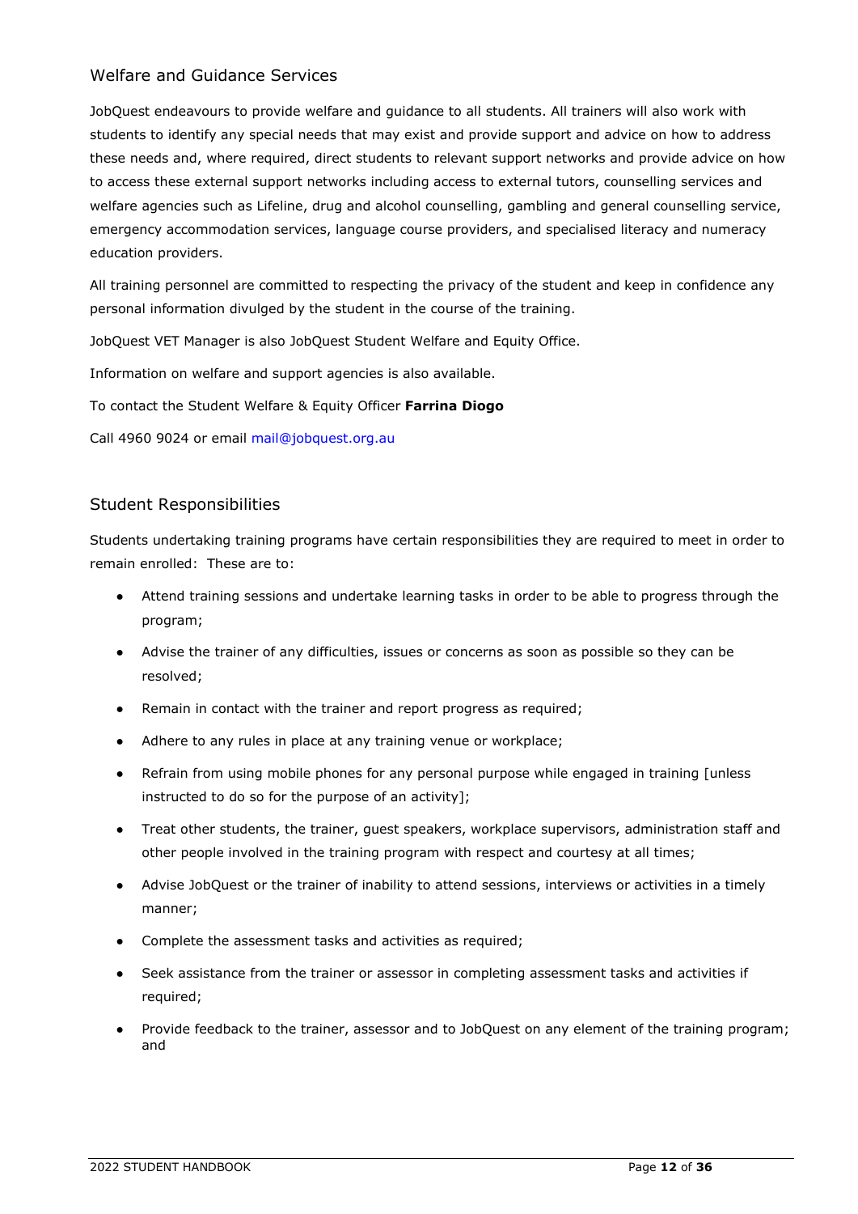## Welfare and Guidance Services

JobQuest endeavours to provide welfare and guidance to all students. All trainers will also work with students to identify any special needs that may exist and provide support and advice on how to address these needs and, where required, direct students to relevant support networks and provide advice on how to access these external support networks including access to external tutors, counselling services and welfare agencies such as Lifeline, drug and alcohol counselling, gambling and general counselling service, emergency accommodation services, language course providers, and specialised literacy and numeracy education providers.

All training personnel are committed to respecting the privacy of the student and keep in confidence any personal information divulged by the student in the course of the training.

JobQuest VET Manager is also JobQuest Student Welfare and Equity Office.

Information on welfare and support agencies is also available.

To contact the Student Welfare & Equity Officer **Farrina Diogo**

Call 4960 9024 or email mail@jobquest.org.au

## Student Responsibilities

Students undertaking training programs have certain responsibilities they are required to meet in order to remain enrolled: These are to:

- Attend training sessions and undertake learning tasks in order to be able to progress through the program;
- Advise the trainer of any difficulties, issues or concerns as soon as possible so they can be resolved;
- Remain in contact with the trainer and report progress as required;
- Adhere to any rules in place at any training venue or workplace;
- Refrain from using mobile phones for any personal purpose while engaged in training [unless instructed to do so for the purpose of an activity];
- Treat other students, the trainer, guest speakers, workplace supervisors, administration staff and other people involved in the training program with respect and courtesy at all times;
- Advise JobQuest or the trainer of inability to attend sessions, interviews or activities in a timely manner;
- Complete the assessment tasks and activities as required;
- Seek assistance from the trainer or assessor in completing assessment tasks and activities if required;
- Provide feedback to the trainer, assessor and to JobQuest on any element of the training program; and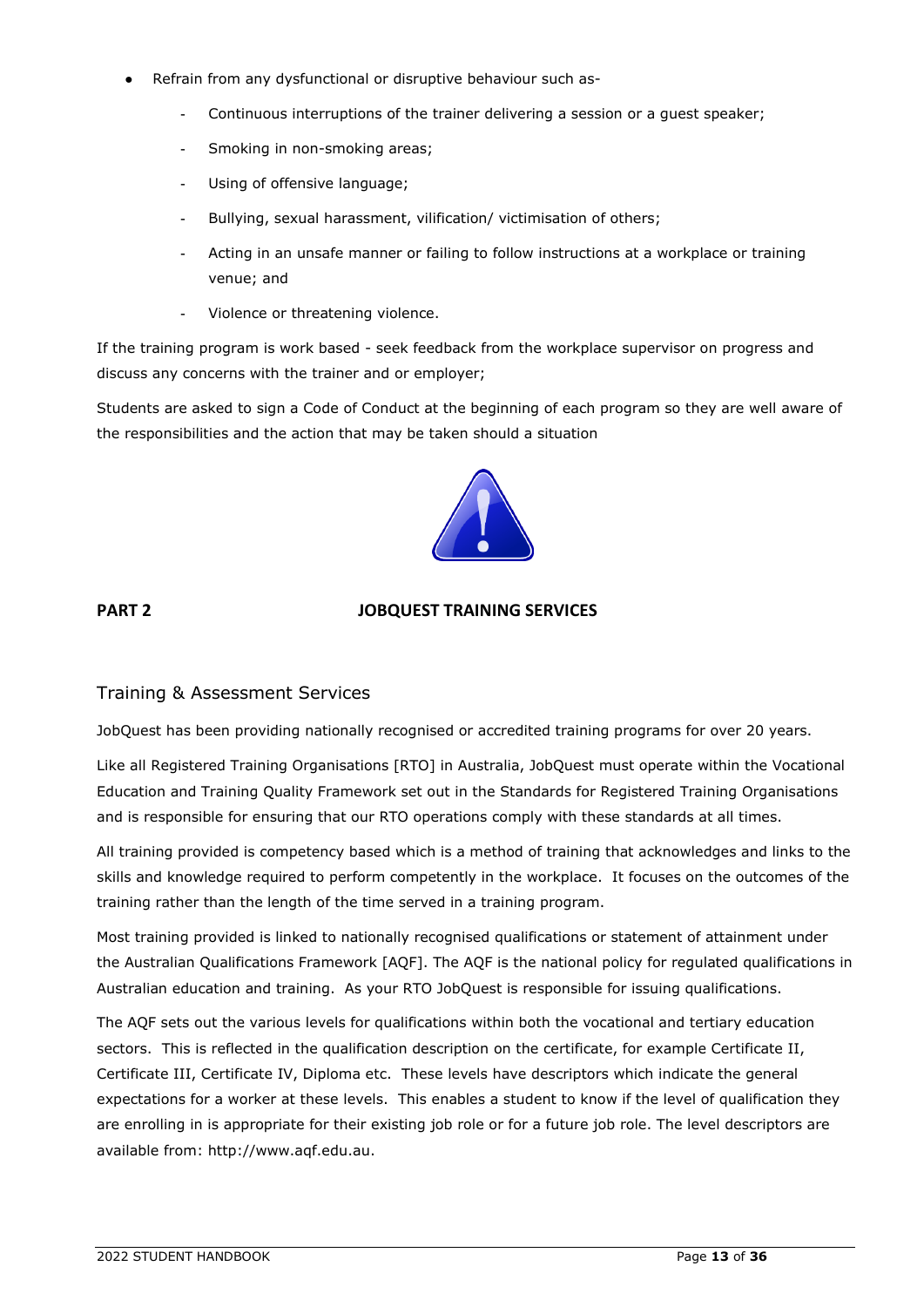- Refrain from any dysfunctional or disruptive behaviour such as-
  - Continuous interruptions of the trainer delivering a session or a guest speaker;
  - Smoking in non-smoking areas;
  - Using of offensive language;
  - Bullying, sexual harassment, vilification/ victimisation of others;
  - Acting in an unsafe manner or failing to follow instructions at a workplace or training venue; and
  - Violence or threatening violence.

If the training program is work based - seek feedback from the workplace supervisor on progress and discuss any concerns with the trainer and or employer;

Students are asked to sign a Code of Conduct at the beginning of each program so they are well aware of the responsibilities and the action that may be taken should a situation

## PART 2 JOBQUEST TRAINING SERVICES

### Training & Assessment Services

JobQuest has been providing nationally recognised or accredited training programs for over 20 years.

Like all Registered Training Organisations [RTO] in Australia, JobQuest must operate within the Vocational Education and Training Quality Framework set out in the Standards for Registered Training Organisations and is responsible for ensuring that our RTO operations comply with these standards at all times.

All training provided is competency based which is a method of training that acknowledges and links to the skills and knowledge required to perform competently in the workplace. It focuses on the outcomes of the training rather than the length of the time served in a training program.

Most training provided is linked to nationally recognised qualifications or statement of attainment under the Australian Qualifications Framework [AQF]. The AQF is the national policy for regulated qualifications in Australian education and training. As your RTO JobQuest is responsible for issuing qualifications.

The AQF sets out the various levels for qualifications within both the vocational and tertiary education sectors. This is reflected in the qualification description on the certificate, for example Certificate II, Certificate III, Certificate IV, Diploma etc. These levels have descriptors which indicate the general expectations for a worker at these levels. This enables a student to know if the level of qualification they are enrolling in is appropriate for their existing job role or for a future job role. The level descriptors are available from: http://www.aqf.edu.au.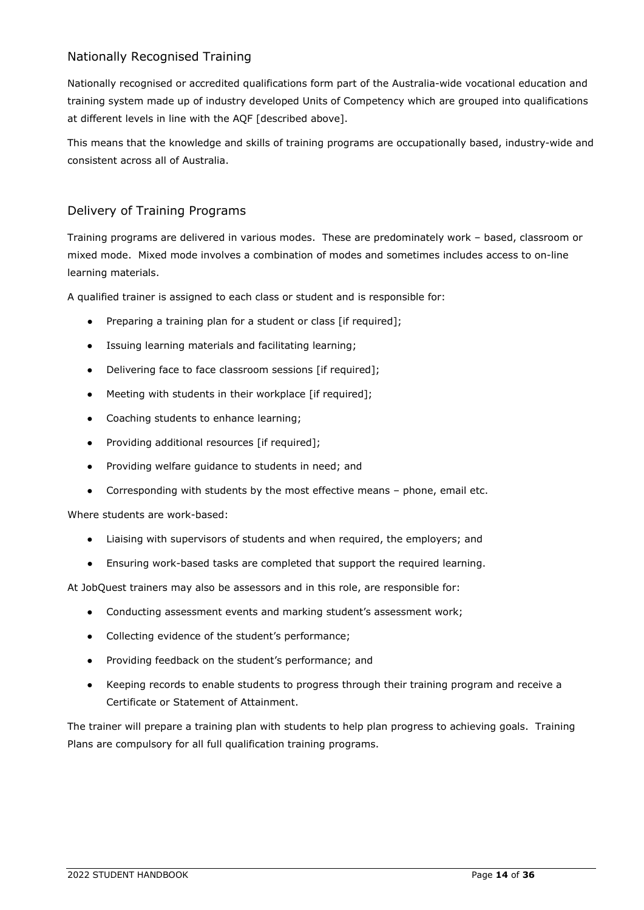## Nationally Recognised Training

Nationally recognised or accredited qualifications form part of the Australia-wide vocational education and training system made up of industry developed Units of Competency which are grouped into qualifications at different levels in line with the AQF [described above].

This means that the knowledge and skills of training programs are occupationally based, industry-wide and consistent across all of Australia.

## Delivery of Training Programs

Training programs are delivered in various modes. These are predominately work – based, classroom or mixed mode. Mixed mode involves a combination of modes and sometimes includes access to on-line learning materials.

A qualified trainer is assigned to each class or student and is responsible for:

- Preparing a training plan for a student or class [if required];
- Issuing learning materials and facilitating learning;
- Delivering face to face classroom sessions [if required];
- Meeting with students in their workplace [if required];
- Coaching students to enhance learning;
- Providing additional resources [if required];
- Providing welfare guidance to students in need; and
- Corresponding with students by the most effective means – phone, email etc.

Where students are work-based:

- Liaising with supervisors of students and when required, the employers; and
- Ensuring work-based tasks are completed that support the required learning.

At JobQuest trainers may also be assessors and in this role, are responsible for:

- Conducting assessment events and marking student's assessment work;
- Collecting evidence of the student's performance;
- Providing feedback on the student's performance; and
- Keeping records to enable students to progress through their training program and receive a Certificate or Statement of Attainment.

The trainer will prepare a training plan with students to help plan progress to achieving goals. Training Plans are compulsory for all full qualification training programs.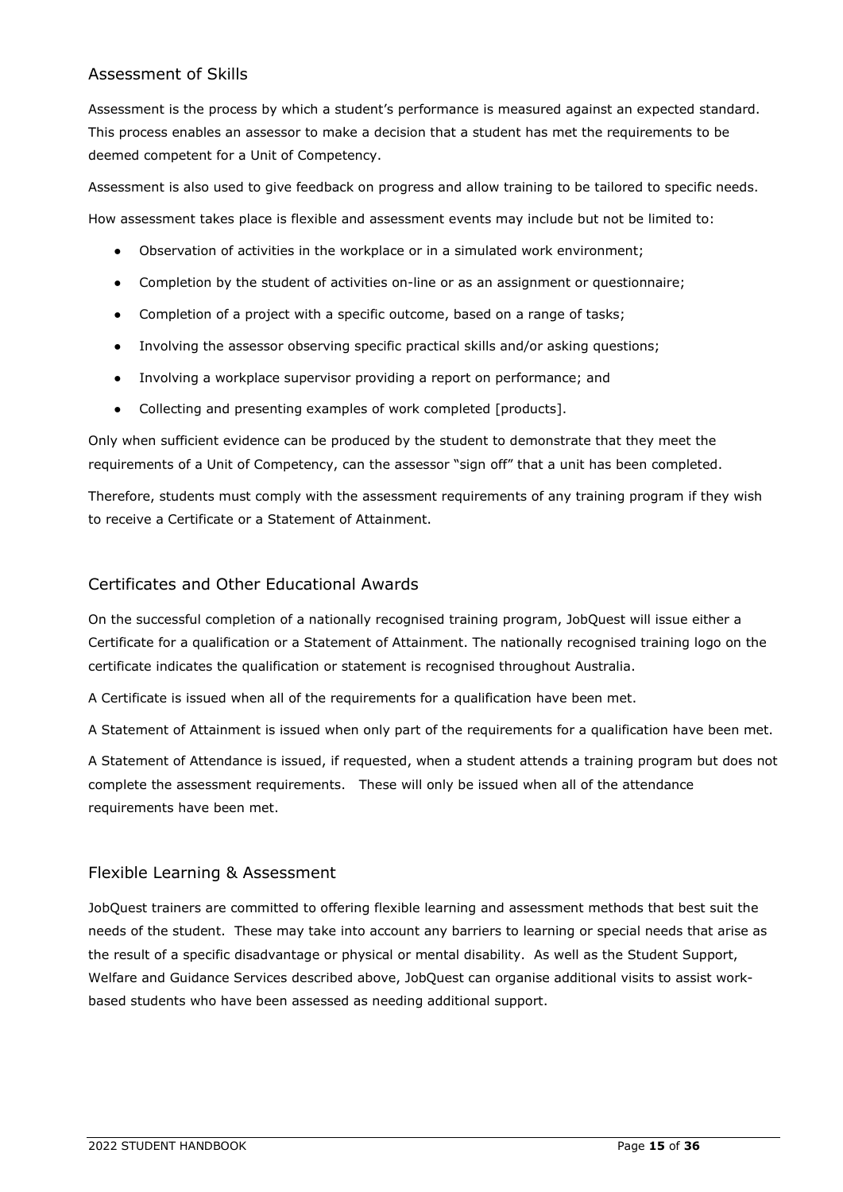## Assessment of Skills

Assessment is the process by which a student's performance is measured against an expected standard. This process enables an assessor to make a decision that a student has met the requirements to be deemed competent for a Unit of Competency.

Assessment is also used to give feedback on progress and allow training to be tailored to specific needs.

How assessment takes place is flexible and assessment events may include but not be limited to:

- Observation of activities in the workplace or in a simulated work environment;
- Completion by the student of activities on-line or as an assignment or questionnaire;
- Completion of a project with a specific outcome, based on a range of tasks;
- Involving the assessor observing specific practical skills and/or asking questions;
- Involving a workplace supervisor providing a report on performance; and
- Collecting and presenting examples of work completed [products].

Only when sufficient evidence can be produced by the student to demonstrate that they meet the requirements of a Unit of Competency, can the assessor "sign off" that a unit has been completed.

Therefore, students must comply with the assessment requirements of any training program if they wish to receive a Certificate or a Statement of Attainment.

## Certificates and Other Educational Awards

On the successful completion of a nationally recognised training program, JobQuest will issue either a Certificate for a qualification or a Statement of Attainment. The nationally recognised training logo on the certificate indicates the qualification or statement is recognised throughout Australia.

A Certificate is issued when all of the requirements for a qualification have been met.

A Statement of Attainment is issued when only part of the requirements for a qualification have been met.

A Statement of Attendance is issued, if requested, when a student attends a training program but does not complete the assessment requirements. These will only be issued when all of the attendance requirements have been met.

## Flexible Learning & Assessment

JobQuest trainers are committed to offering flexible learning and assessment methods that best suit the needs of the student. These may take into account any barriers to learning or special needs that arise as the result of a specific disadvantage or physical or mental disability. As well as the Student Support, Welfare and Guidance Services described above, JobQuest can organise additional visits to assist work-based students who have been assessed as needing additional support.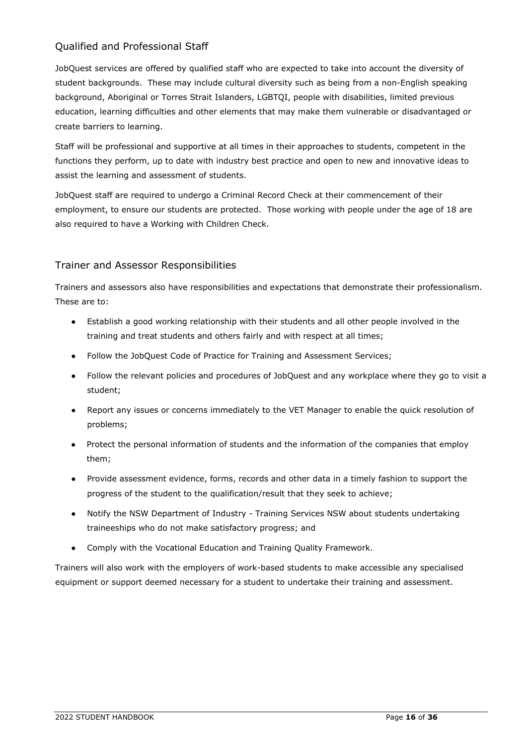## Qualified and Professional Staff

JobQuest services are offered by qualified staff who are expected to take into account the diversity of student backgrounds. These may include cultural diversity such as being from a non-English speaking background, Aboriginal or Torres Strait Islanders, LGBTQI, people with disabilities, limited previous education, learning difficulties and other elements that may make them vulnerable or disadvantaged or create barriers to learning.

Staff will be professional and supportive at all times in their approaches to students, competent in the functions they perform, up to date with industry best practice and open to new and innovative ideas to assist the learning and assessment of students.

JobQuest staff are required to undergo a Criminal Record Check at their commencement of their employment, to ensure our students are protected. Those working with people under the age of 18 are also required to have a Working with Children Check.

## Trainer and Assessor Responsibilities

Trainers and assessors also have responsibilities and expectations that demonstrate their professionalism. These are to:

- Establish a good working relationship with their students and all other people involved in the training and treat students and others fairly and with respect at all times;
- Follow the JobQuest Code of Practice for Training and Assessment Services;
- Follow the relevant policies and procedures of JobQuest and any workplace where they go to visit a student;
- Report any issues or concerns immediately to the VET Manager to enable the quick resolution of problems;
- Protect the personal information of students and the information of the companies that employ them;
- Provide assessment evidence, forms, records and other data in a timely fashion to support the progress of the student to the qualification/result that they seek to achieve;
- Notify the NSW Department of Industry - Training Services NSW about students undertaking traineeships who do not make satisfactory progress; and
- Comply with the Vocational Education and Training Quality Framework.

Trainers will also work with the employers of work-based students to make accessible any specialised equipment or support deemed necessary for a student to undertake their training and assessment.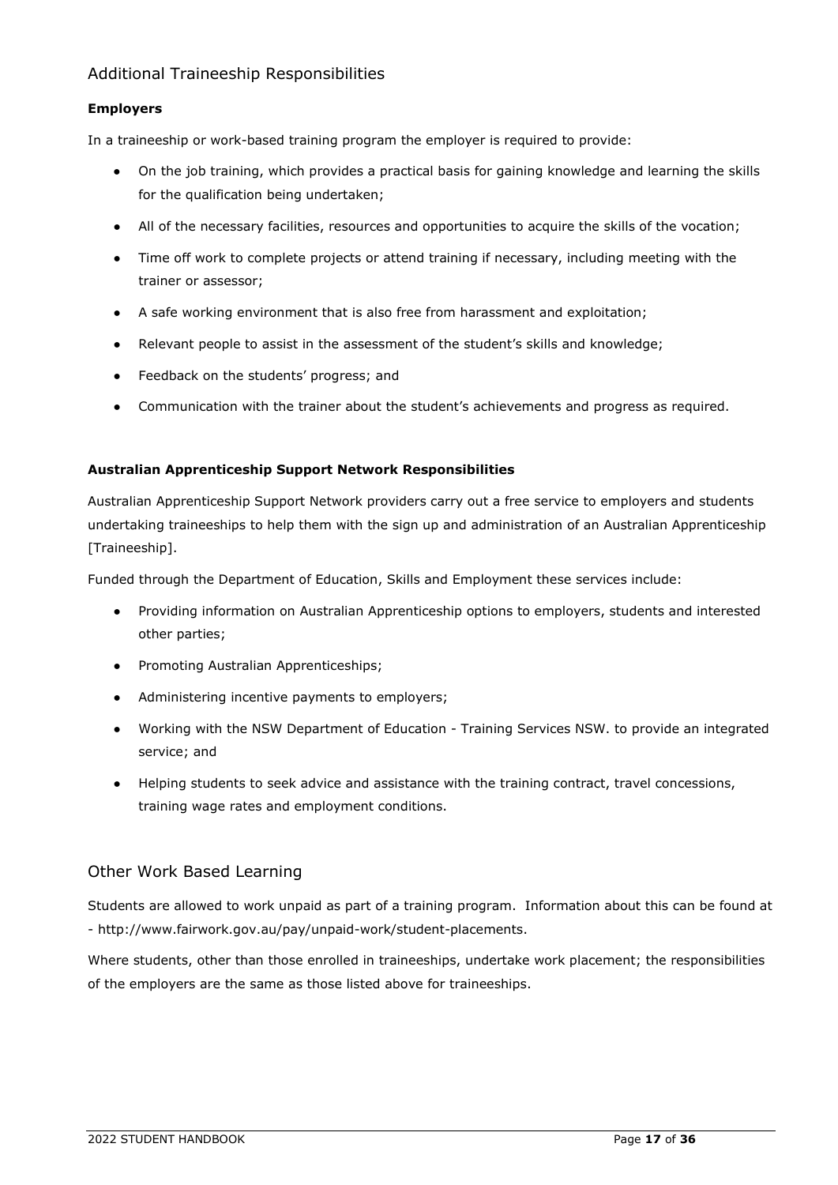## Additional Traineeship Responsibilities

### Employers

In a traineeship or work-based training program the employer is required to provide:

- On the job training, which provides a practical basis for gaining knowledge and learning the skills for the qualification being undertaken;
- All of the necessary facilities, resources and opportunities to acquire the skills of the vocation;
- Time off work to complete projects or attend training if necessary, including meeting with the trainer or assessor;
- A safe working environment that is also free from harassment and exploitation;
- Relevant people to assist in the assessment of the student's skills and knowledge;
- Feedback on the students' progress; and
- Communication with the trainer about the student's achievements and progress as required.

### Australian Apprenticeship Support Network Responsibilities

Australian Apprenticeship Support Network providers carry out a free service to employers and students undertaking traineeships to help them with the sign up and administration of an Australian Apprenticeship [Traineeship].

Funded through the Department of Education, Skills and Employment these services include:

- Providing information on Australian Apprenticeship options to employers, students and interested other parties;
- Promoting Australian Apprenticeships;
- Administering incentive payments to employers;
- Working with the NSW Department of Education - Training Services NSW. to provide an integrated service; and
- Helping students to seek advice and assistance with the training contract, travel concessions, training wage rates and employment conditions.

## Other Work Based Learning

Students are allowed to work unpaid as part of a training program. Information about this can be found at - http://www.fairwork.gov.au/pay/unpaid-work/student-placements.

Where students, other than those enrolled in traineeships, undertake work placement; the responsibilities of the employers are the same as those listed above for traineeships.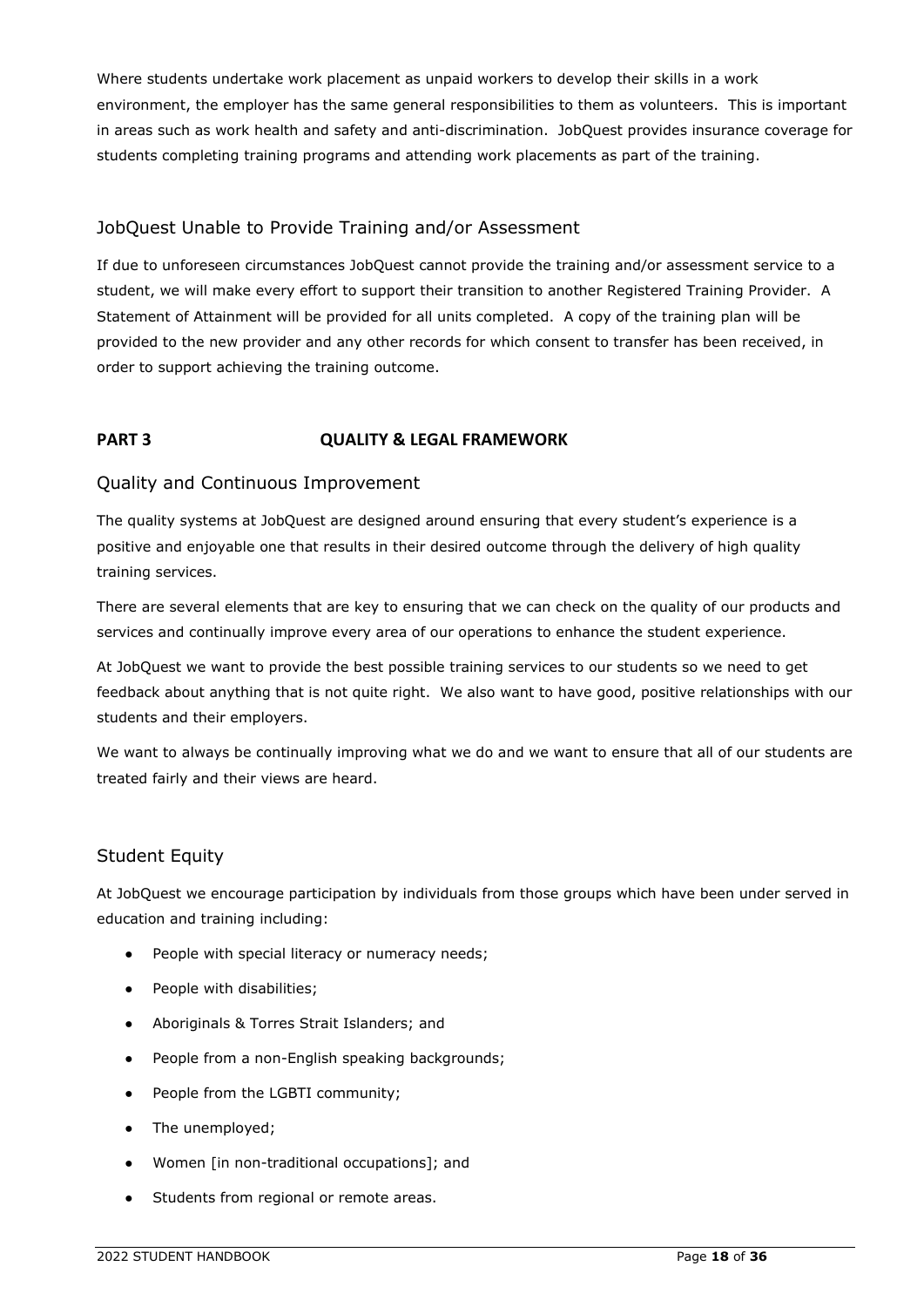Where students undertake work placement as unpaid workers to develop their skills in a work environment, the employer has the same general responsibilities to them as volunteers. This is important in areas such as work health and safety and anti-discrimination. JobQuest provides insurance coverage for students completing training programs and attending work placements as part of the training.

## JobQuest Unable to Provide Training and/or Assessment

If due to unforeseen circumstances JobQuest cannot provide the training and/or assessment service to a student, we will make every effort to support their transition to another Registered Training Provider. A Statement of Attainment will be provided for all units completed. A copy of the training plan will be provided to the new provider and any other records for which consent to transfer has been received, in order to support achieving the training outcome.

# PART 3 QUALITY & LEGAL FRAMEWORK

## Quality and Continuous Improvement

The quality systems at JobQuest are designed around ensuring that every student's experience is a positive and enjoyable one that results in their desired outcome through the delivery of high quality training services.

There are several elements that are key to ensuring that we can check on the quality of our products and services and continually improve every area of our operations to enhance the student experience.

At JobQuest we want to provide the best possible training services to our students so we need to get feedback about anything that is not quite right. We also want to have good, positive relationships with our students and their employers.

We want to always be continually improving what we do and we want to ensure that all of our students are treated fairly and their views are heard.

## Student Equity

At JobQuest we encourage participation by individuals from those groups which have been under served in education and training including:

- People with special literacy or numeracy needs;
- People with disabilities;
- Aboriginals & Torres Strait Islanders; and
- People from a non-English speaking backgrounds;
- People from the LGBTI community;
- The unemployed;
- Women [in non-traditional occupations]; and
- Students from regional or remote areas.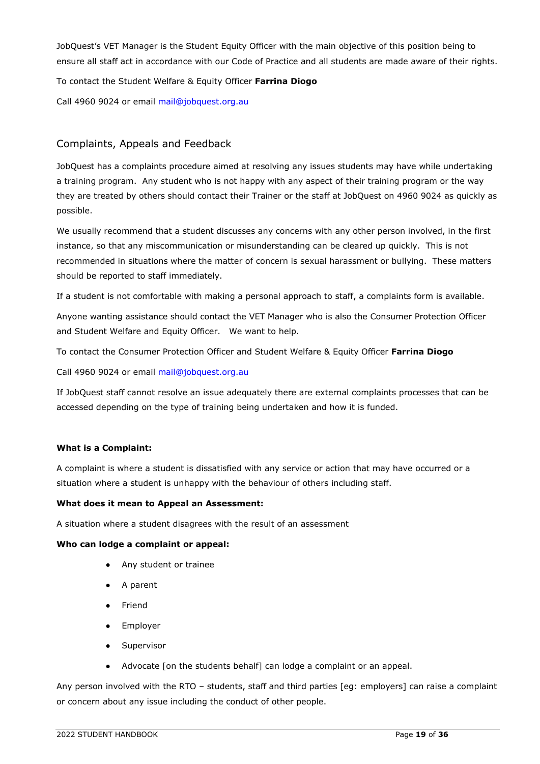JobQuest's VET Manager is the Student Equity Officer with the main objective of this position being to ensure all staff act in accordance with our Code of Practice and all students are made aware of their rights.

To contact the Student Welfare & Equity Officer **Farrina Diogo**

Call 4960 9024 or email mail@jobquest.org.au

## Complaints, Appeals and Feedback

JobQuest has a complaints procedure aimed at resolving any issues students may have while undertaking a training program. Any student who is not happy with any aspect of their training program or the way they are treated by others should contact their Trainer or the staff at JobQuest on 4960 9024 as quickly as possible.

We usually recommend that a student discusses any concerns with any other person involved, in the first instance, so that any miscommunication or misunderstanding can be cleared up quickly. This is not recommended in situations where the matter of concern is sexual harassment or bullying. These matters should be reported to staff immediately.

If a student is not comfortable with making a personal approach to staff, a complaints form is available.

Anyone wanting assistance should contact the VET Manager who is also the Consumer Protection Officer and Student Welfare and Equity Officer. We want to help.

To contact the Consumer Protection Officer and Student Welfare & Equity Officer **Farrina Diogo**

Call 4960 9024 or email mail@jobquest.org.au

If JobQuest staff cannot resolve an issue adequately there are external complaints processes that can be accessed depending on the type of training being undertaken and how it is funded.

**What is a Complaint:**

A complaint is where a student is dissatisfied with any service or action that may have occurred or a situation where a student is unhappy with the behaviour of others including staff.

**What does it mean to Appeal an Assessment:**

A situation where a student disagrees with the result of an assessment

**Who can lodge a complaint or appeal:**

- Any student or trainee
- A parent
- Friend
- Employer
- Supervisor
- Advocate [on the students behalf] can lodge a complaint or an appeal.

Any person involved with the RTO – students, staff and third parties [eg: employers] can raise a complaint or concern about any issue including the conduct of other people.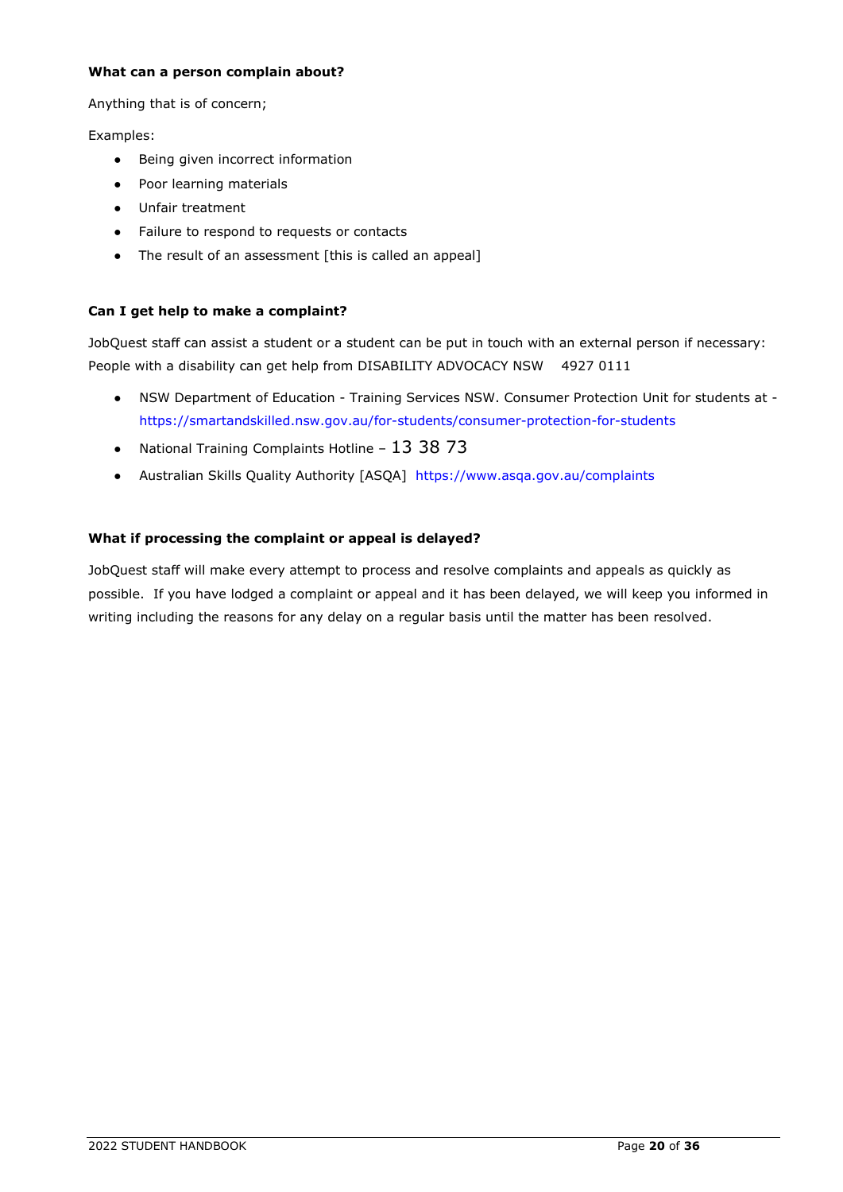**What can a person complain about?**

Anything that is of concern;

Examples:

- Being given incorrect information
- Poor learning materials
- Unfair treatment
- Failure to respond to requests or contacts
- The result of an assessment [this is called an appeal]

**Can I get help to make a complaint?**

JobQuest staff can assist a student or a student can be put in touch with an external person if necessary: People with a disability can get help from DISABILITY ADVOCACY NSW 4927 0111

- NSW Department of Education - Training Services NSW. Consumer Protection Unit for students at - https://smartandskilled.nsw.gov.au/for-students/consumer-protection-for-students
- National Training Complaints Hotline – 13 38 73
- Australian Skills Quality Authority [ASQA] https://www.asqa.gov.au/complaints

**What if processing the complaint or appeal is delayed?**

JobQuest staff will make every attempt to process and resolve complaints and appeals as quickly as possible. If you have lodged a complaint or appeal and it has been delayed, we will keep you informed in writing including the reasons for any delay on a regular basis until the matter has been resolved.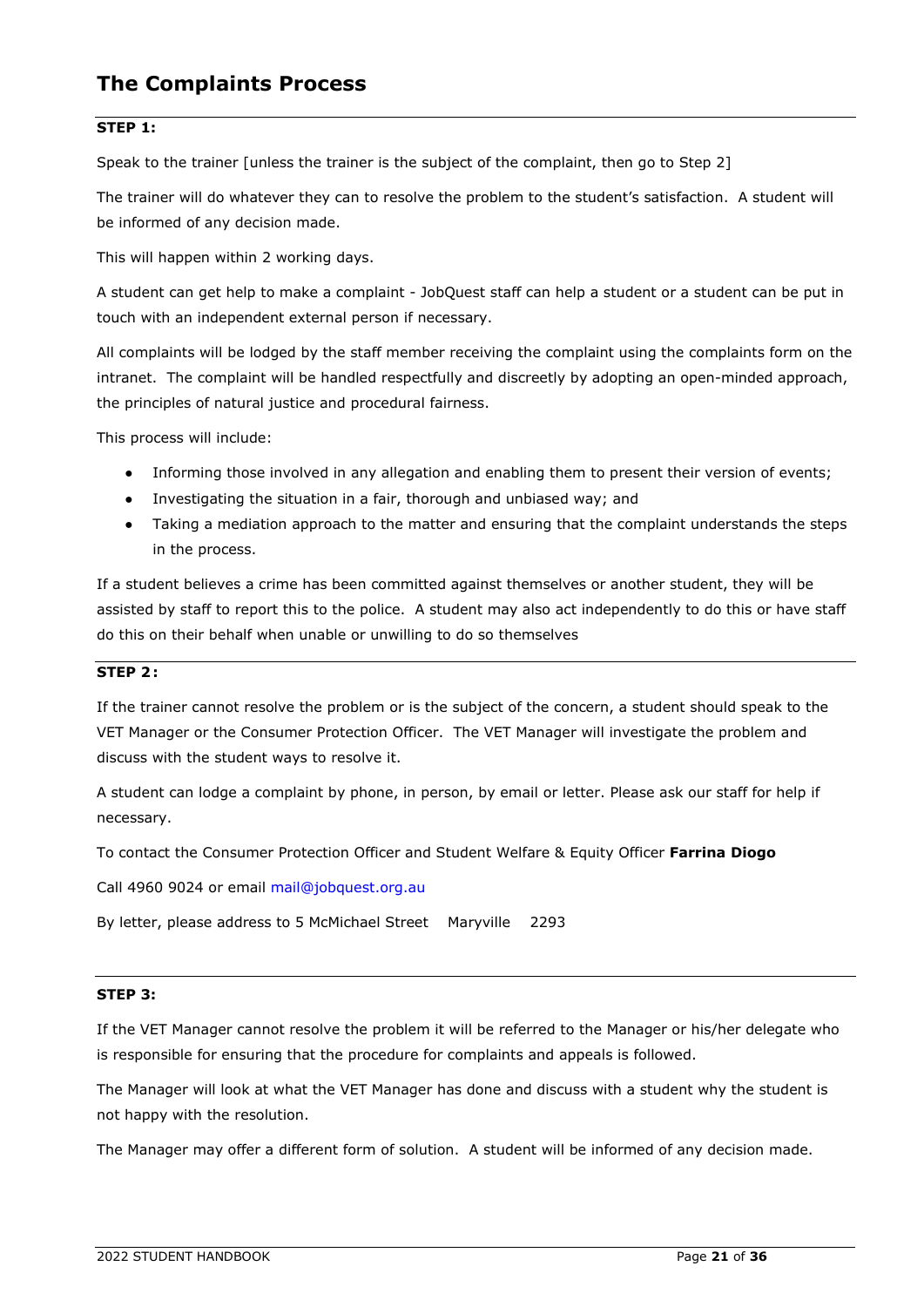# The Complaints Process

**STEP 1:**

Speak to the trainer [unless the trainer is the subject of the complaint, then go to Step 2]

The trainer will do whatever they can to resolve the problem to the student's satisfaction. A student will be informed of any decision made.

This will happen within 2 working days.

A student can get help to make a complaint - JobQuest staff can help a student or a student can be put in touch with an independent external person if necessary.

All complaints will be lodged by the staff member receiving the complaint using the complaints form on the intranet. The complaint will be handled respectfully and discreetly by adopting an open-minded approach, the principles of natural justice and procedural fairness.

This process will include:

- Informing those involved in any allegation and enabling them to present their version of events;
- Investigating the situation in a fair, thorough and unbiased way; and
- Taking a mediation approach to the matter and ensuring that the complaint understands the steps in the process.

If a student believes a crime has been committed against themselves or another student, they will be assisted by staff to report this to the police. A student may also act independently to do this or have staff do this on their behalf when unable or unwilling to do so themselves

**STEP 2:**

If the trainer cannot resolve the problem or is the subject of the concern, a student should speak to the VET Manager or the Consumer Protection Officer. The VET Manager will investigate the problem and discuss with the student ways to resolve it.

A student can lodge a complaint by phone, in person, by email or letter. Please ask our staff for help if necessary.

To contact the Consumer Protection Officer and Student Welfare & Equity Officer **Farrina Diogo**

Call 4960 9024 or email mail@jobquest.org.au

By letter, please address to 5 McMichael Street Maryville 2293

**STEP 3:**

If the VET Manager cannot resolve the problem it will be referred to the Manager or his/her delegate who is responsible for ensuring that the procedure for complaints and appeals is followed.

The Manager will look at what the VET Manager has done and discuss with a student why the student is not happy with the resolution.

The Manager may offer a different form of solution. A student will be informed of any decision made.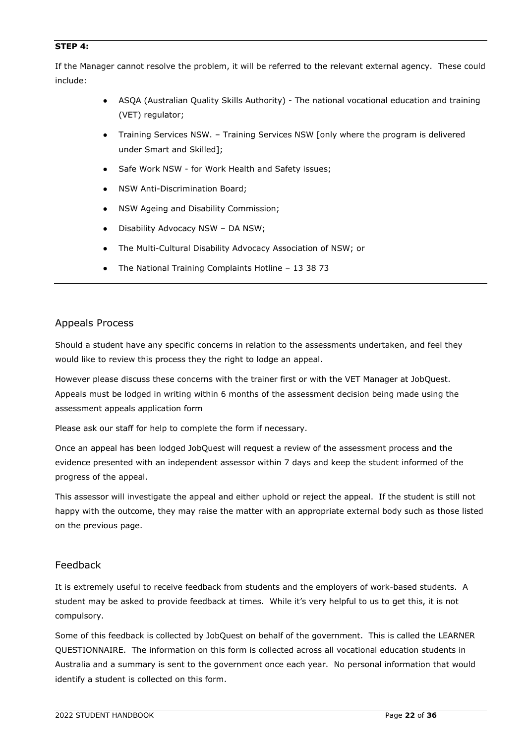**STEP 4:**

If the Manager cannot resolve the problem, it will be referred to the relevant external agency. These could include:

- ASQA (Australian Quality Skills Authority) - The national vocational education and training (VET) regulator;
- Training Services NSW. – Training Services NSW [only where the program is delivered under Smart and Skilled];
- Safe Work NSW - for Work Health and Safety issues;
- NSW Anti-Discrimination Board;
- NSW Ageing and Disability Commission;
- Disability Advocacy NSW – DA NSW;
- The Multi-Cultural Disability Advocacy Association of NSW; or
- The National Training Complaints Hotline – 13 38 73

## Appeals Process

Should a student have any specific concerns in relation to the assessments undertaken, and feel they would like to review this process they the right to lodge an appeal.

However please discuss these concerns with the trainer first or with the VET Manager at JobQuest. Appeals must be lodged in writing within 6 months of the assessment decision being made using the assessment appeals application form

Please ask our staff for help to complete the form if necessary.

Once an appeal has been lodged JobQuest will request a review of the assessment process and the evidence presented with an independent assessor within 7 days and keep the student informed of the progress of the appeal.

This assessor will investigate the appeal and either uphold or reject the appeal. If the student is still not happy with the outcome, they may raise the matter with an appropriate external body such as those listed on the previous page.

## Feedback

It is extremely useful to receive feedback from students and the employers of work-based students. A student may be asked to provide feedback at times. While it's very helpful to us to get this, it is not compulsory.

Some of this feedback is collected by JobQuest on behalf of the government. This is called the LEARNER QUESTIONNAIRE. The information on this form is collected across all vocational education students in Australia and a summary is sent to the government once each year. No personal information that would identify a student is collected on this form.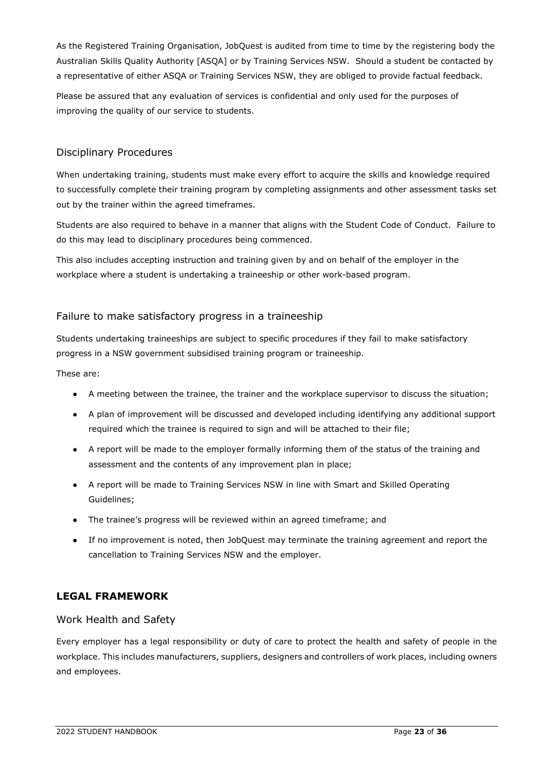As the Registered Training Organisation, JobQuest is audited from time to time by the registering body the Australian Skills Quality Authority [ASQA] or by Training Services NSW. Should a student be contacted by a representative of either ASQA or Training Services NSW, they are obliged to provide factual feedback.

Please be assured that any evaluation of services is confidential and only used for the purposes of improving the quality of our service to students.

### Disciplinary Procedures

When undertaking training, students must make every effort to acquire the skills and knowledge required to successfully complete their training program by completing assignments and other assessment tasks set out by the trainer within the agreed timeframes.

Students are also required to behave in a manner that aligns with the Student Code of Conduct. Failure to do this may lead to disciplinary procedures being commenced.

This also includes accepting instruction and training given by and on behalf of the employer in the workplace where a student is undertaking a traineeship or other work-based program.

### Failure to make satisfactory progress in a traineeship

Students undertaking traineeships are subject to specific procedures if they fail to make satisfactory progress in a NSW government subsidised training program or traineeship.

These are:

- A meeting between the trainee, the trainer and the workplace supervisor to discuss the situation;
- A plan of improvement will be discussed and developed including identifying any additional support required which the trainee is required to sign and will be attached to their file;
- A report will be made to the employer formally informing them of the status of the training and assessment and the contents of any improvement plan in place;
- A report will be made to Training Services NSW in line with Smart and Skilled Operating Guidelines;
- The trainee's progress will be reviewed within an agreed timeframe; and
- If no improvement is noted, then JobQuest may terminate the training agreement and report the cancellation to Training Services NSW and the employer.

## LEGAL FRAMEWORK

### Work Health and Safety

Every employer has a legal responsibility or duty of care to protect the health and safety of people in the workplace. This includes manufacturers, suppliers, designers and controllers of work places, including owners and employees.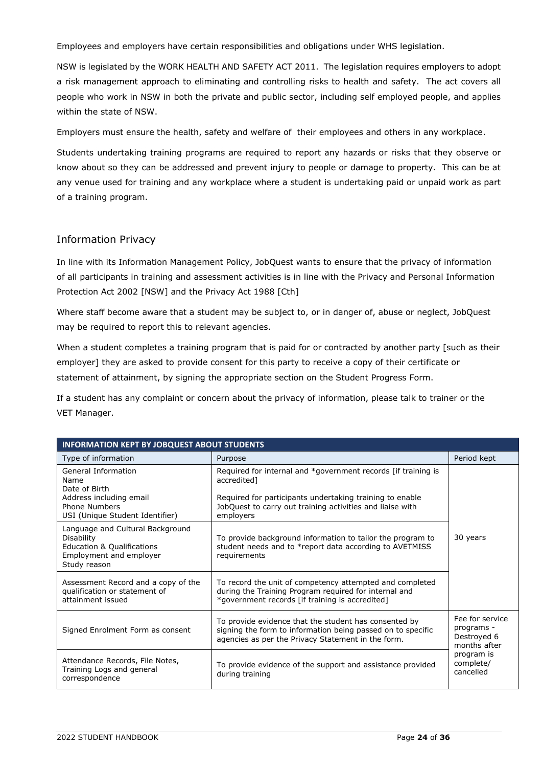Employees and employers have certain responsibilities and obligations under WHS legislation.

NSW is legislated by the WORK HEALTH AND SAFETY ACT 2011. The legislation requires employers to adopt a risk management approach to eliminating and controlling risks to health and safety. The act covers all people who work in NSW in both the private and public sector, including self employed people, and applies within the state of NSW.

Employers must ensure the health, safety and welfare of their employees and others in any workplace.

Students undertaking training programs are required to report any hazards or risks that they observe or know about so they can be addressed and prevent injury to people or damage to property. This can be at any venue used for training and any workplace where a student is undertaking paid or unpaid work as part of a training program.

## Information Privacy

In line with its Information Management Policy, JobQuest wants to ensure that the privacy of information of all participants in training and assessment activities is in line with the Privacy and Personal Information Protection Act 2002 [NSW] and the Privacy Act 1988 [Cth]

Where staff become aware that a student may be subject to, or in danger of, abuse or neglect, JobQuest may be required to report this to relevant agencies.

When a student completes a training program that is paid for or contracted by another party [such as their employer] they are asked to provide consent for this party to receive a copy of their certificate or statement of attainment, by signing the appropriate section on the Student Progress Form.

If a student has any complaint or concern about the privacy of information, please talk to trainer or the VET Manager.

| **INFORMATION KEPT BY JOBQUEST ABOUT STUDENTS** | | |
|---|---|---|
| Type of information | Purpose | Period kept |
| General Information<br>Name<br>Date of Birth<br>Address including email<br>Phone Numbers<br>USI (Unique Student Identifier) | Required for internal and *government records [if training is accredited]<br><br>Required for participants undertaking training to enable JobQuest to carry out training activities and liaise with employers | 30 years |
| Language and Cultural Background<br>Disability<br>Education & Qualifications<br>Employment and employer<br>Study reason | To provide background information to tailor the program to student needs and to *report data according to AVETMISS requirements | |
| Assessment Record and a copy of the qualification or statement of attainment issued | To record the unit of competency attempted and completed during the Training Program required for internal and *government records [if training is accredited] | |
| Signed Enrolment Form as consent | To provide evidence that the student has consented by signing the form to information being passed on to specific agencies as per the Privacy Statement in the form. | Fee for service programs - Destroyed 6 months after program is complete/ cancelled |
| Attendance Records, File Notes, Training Logs and general correspondence | To provide evidence of the support and assistance provided during training | |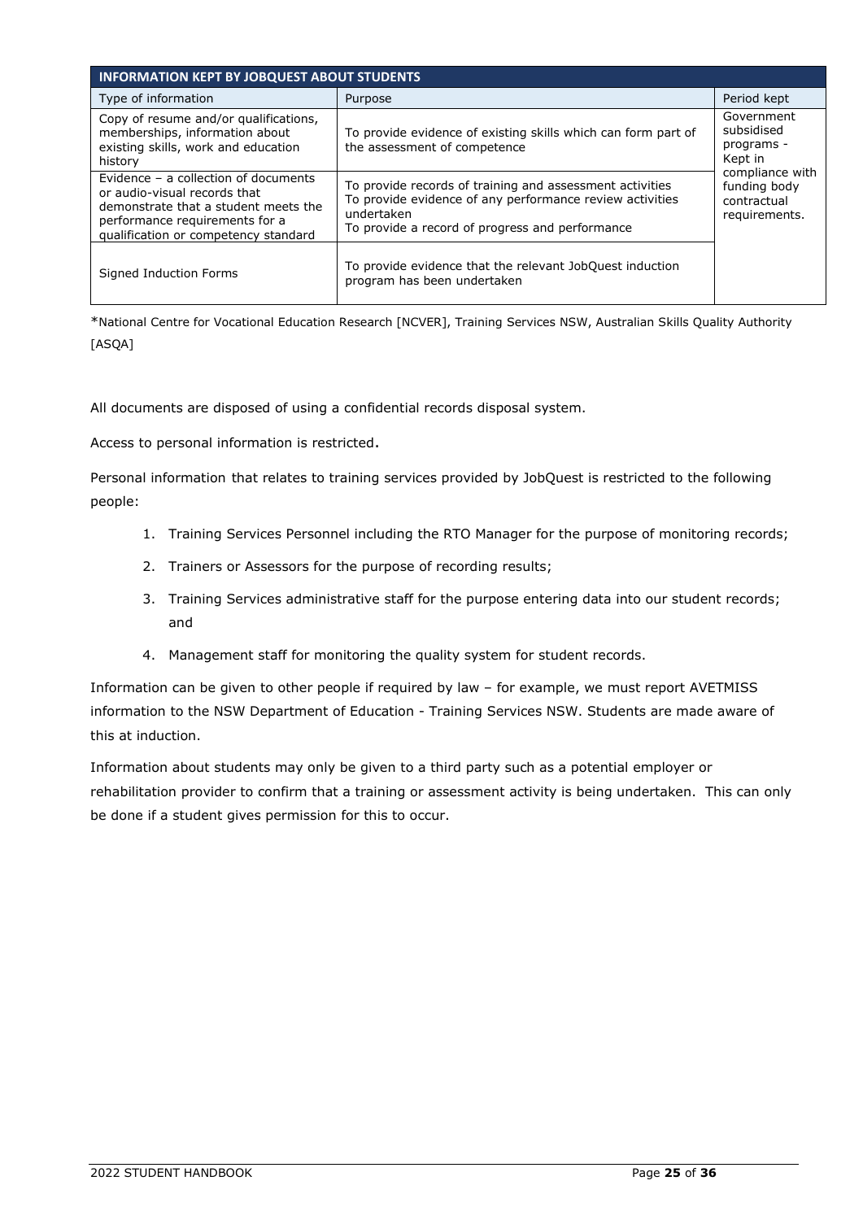| INFORMATION KEPT BY JOBQUEST ABOUT STUDENTS | | |
|---|---|---|
| Type of information | Purpose | Period kept |
| Copy of resume and/or qualifications, memberships, information about existing skills, work and education history | To provide evidence of existing skills which can form part of the assessment of competence | Government subsidised programs - Kept in compliance with funding body contractual requirements. |
| Evidence – a collection of documents or audio-visual records that demonstrate that a student meets the performance requirements for a qualification or competency standard | To provide records of training and assessment activities<br>To provide evidence of any performance review activities undertaken<br>To provide a record of progress and performance | |
| Signed Induction Forms | To provide evidence that the relevant JobQuest induction program has been undertaken | |

*National Centre for Vocational Education Research [NCVER], Training Services NSW, Australian Skills Quality Authority [ASQA]

All documents are disposed of using a confidential records disposal system.

Access to personal information is restricted**.**

Personal information that relates to training services provided by JobQuest is restricted to the following people:

1. Training Services Personnel including the RTO Manager for the purpose of monitoring records;
2. Trainers or Assessors for the purpose of recording results;
3. Training Services administrative staff for the purpose entering data into our student records; and
4. Management staff for monitoring the quality system for student records.

Information can be given to other people if required by law – for example, we must report AVETMISS information to the NSW Department of Education - Training Services NSW. Students are made aware of this at induction.

Information about students may only be given to a third party such as a potential employer or rehabilitation provider to confirm that a training or assessment activity is being undertaken. This can only be done if a student gives permission for this to occur.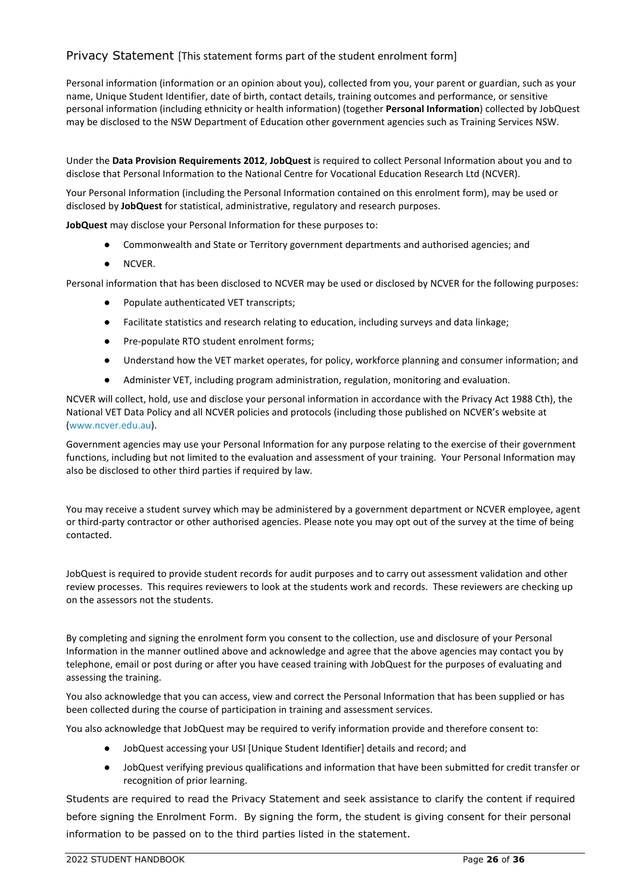## Privacy Statement [This statement forms part of the student enrolment form]

Personal information (information or an opinion about you), collected from you, your parent or guardian, such as your name, Unique Student Identifier, date of birth, contact details, training outcomes and performance, or sensitive personal information (including ethnicity or health information) (together **Personal Information**) collected by JobQuest may be disclosed to the NSW Department of Education other government agencies such as Training Services NSW.

Under the **Data Provision Requirements 2012**, **JobQuest** is required to collect Personal Information about you and to disclose that Personal Information to the National Centre for Vocational Education Research Ltd (NCVER).

Your Personal Information (including the Personal Information contained on this enrolment form), may be used or disclosed by **JobQuest** for statistical, administrative, regulatory and research purposes.

**JobQuest** may disclose your Personal Information for these purposes to:

- Commonwealth and State or Territory government departments and authorised agencies; and
- NCVER.

Personal information that has been disclosed to NCVER may be used or disclosed by NCVER for the following purposes:

- Populate authenticated VET transcripts;
- Facilitate statistics and research relating to education, including surveys and data linkage;
- Pre-populate RTO student enrolment forms;
- Understand how the VET market operates, for policy, workforce planning and consumer information; and
- Administer VET, including program administration, regulation, monitoring and evaluation.

NCVER will collect, hold, use and disclose your personal information in accordance with the Privacy Act 1988 Cth), the National VET Data Policy and all NCVER policies and protocols (including those published on NCVER's website at (www.ncver.edu.au).

Government agencies may use your Personal Information for any purpose relating to the exercise of their government functions, including but not limited to the evaluation and assessment of your training. Your Personal Information may also be disclosed to other third parties if required by law.

You may receive a student survey which may be administered by a government department or NCVER employee, agent or third-party contractor or other authorised agencies. Please note you may opt out of the survey at the time of being contacted.

JobQuest is required to provide student records for audit purposes and to carry out assessment validation and other review processes. This requires reviewers to look at the students work and records. These reviewers are checking up on the assessors not the students.

By completing and signing the enrolment form you consent to the collection, use and disclosure of your Personal Information in the manner outlined above and acknowledge and agree that the above agencies may contact you by telephone, email or post during or after you have ceased training with JobQuest for the purposes of evaluating and assessing the training.

You also acknowledge that you can access, view and correct the Personal Information that has been supplied or has been collected during the course of participation in training and assessment services.

You also acknowledge that JobQuest may be required to verify information provide and therefore consent to:

- JobQuest accessing your USI [Unique Student Identifier] details and record; and
- JobQuest verifying previous qualifications and information that have been submitted for credit transfer or recognition of prior learning.

Students are required to read the Privacy Statement and seek assistance to clarify the content if required before signing the Enrolment Form. By signing the form, the student is giving consent for their personal information to be passed on to the third parties listed in the statement.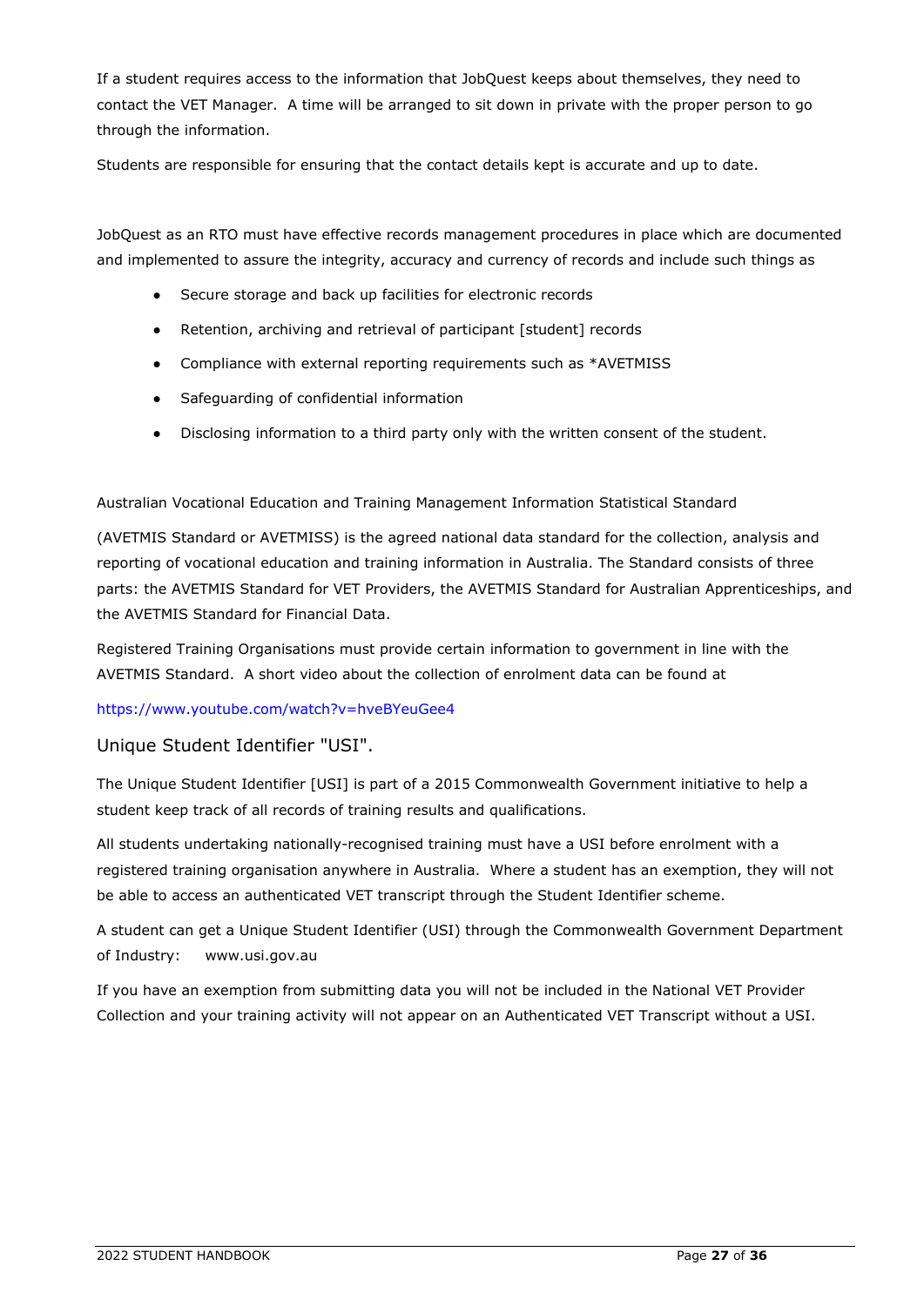If a student requires access to the information that JobQuest keeps about themselves, they need to contact the VET Manager.  A time will be arranged to sit down in private with the proper person to go through the information.

Students are responsible for ensuring that the contact details kept is accurate and up to date.

JobQuest as an RTO must have effective records management procedures in place which are documented and implemented to assure the integrity, accuracy and currency of records and include such things as

- Secure storage and back up facilities for electronic records
- Retention, archiving and retrieval of participant [student] records
- Compliance with external reporting requirements such as *AVETMISS
- Safeguarding of confidential information
- Disclosing information to a third party only with the written consent of the student.

Australian Vocational Education and Training Management Information Statistical Standard

(AVETMIS Standard or AVETMISS) is the agreed national data standard for the collection, analysis and reporting of vocational education and training information in Australia. The Standard consists of three parts: the AVETMIS Standard for VET Providers, the AVETMIS Standard for Australian Apprenticeships, and the AVETMIS Standard for Financial Data.

Registered Training Organisations must provide certain information to government in line with the AVETMIS Standard.  A short video about the collection of enrolment data can be found at

https://www.youtube.com/watch?v=hveBYeuGee4

## Unique Student Identifier "USI".

The Unique Student Identifier [USI] is part of a 2015 Commonwealth Government initiative to help a student keep track of all records of training results and qualifications.

All students undertaking nationally-recognised training must have a USI before enrolment with a registered training organisation anywhere in Australia.  Where a student has an exemption, they will not be able to access an authenticated VET transcript through the Student Identifier scheme.

A student can get a Unique Student Identifier (USI) through the Commonwealth Government Department of Industry:     www.usi.gov.au

If you have an exemption from submitting data you will not be included in the National VET Provider Collection and your training activity will not appear on an Authenticated VET Transcript without a USI.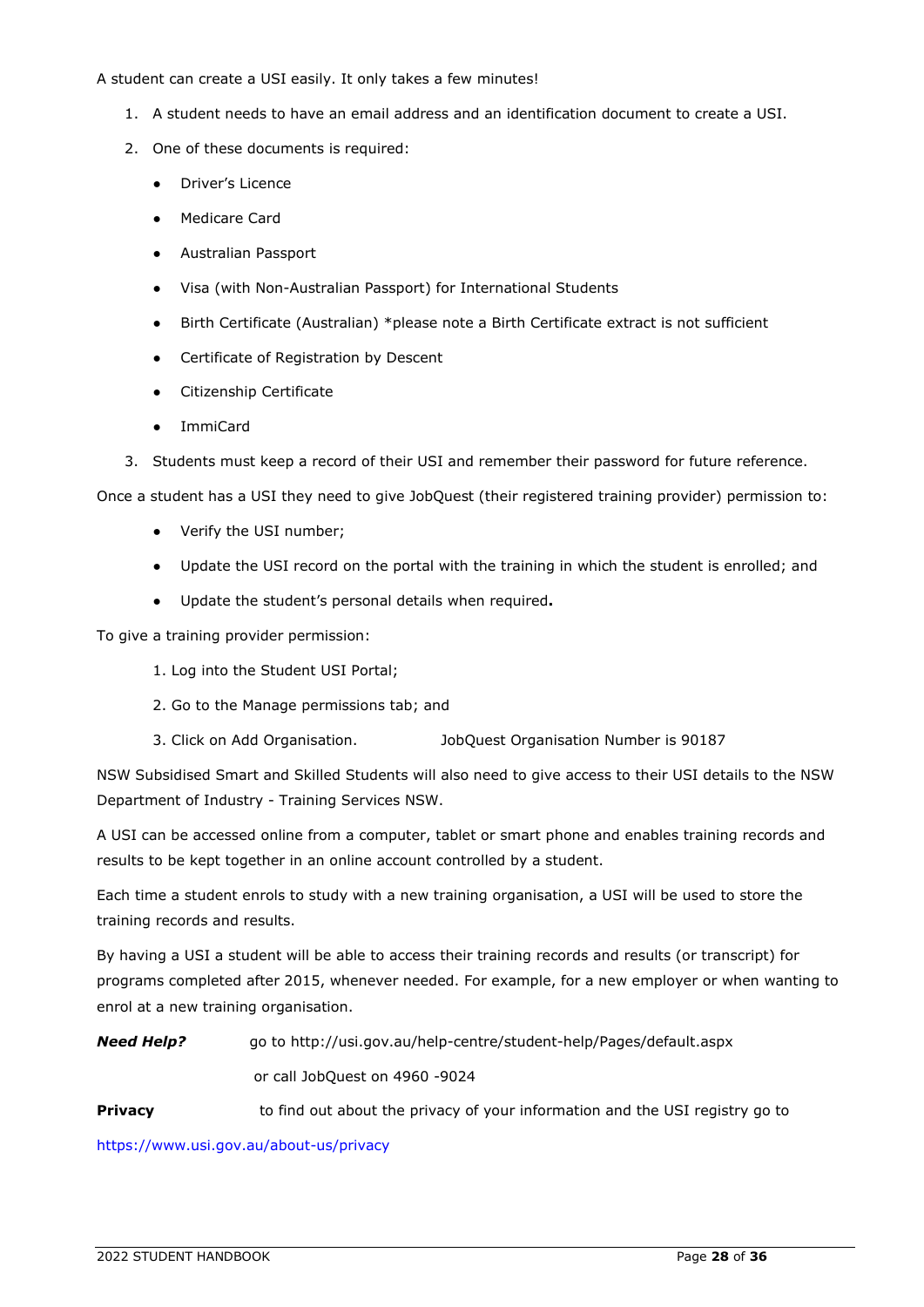A student can create a USI easily. It only takes a few minutes!

1. A student needs to have an email address and an identification document to create a USI.
2. One of these documents is required:
   - Driver's Licence
   - Medicare Card
   - Australian Passport
   - Visa (with Non-Australian Passport) for International Students
   - Birth Certificate (Australian) *please note a Birth Certificate extract is not sufficient
   - Certificate of Registration by Descent
   - Citizenship Certificate
   - ImmiCard
3. Students must keep a record of their USI and remember their password for future reference.

Once a student has a USI they need to give JobQuest (their registered training provider) permission to:

- Verify the USI number;
- Update the USI record on the portal with the training in which the student is enrolled; and
- Update the student's personal details when required**.**

To give a training provider permission:

1. Log into the Student USI Portal;
2. Go to the Manage permissions tab; and
3. Click on Add Organisation. JobQuest Organisation Number is 90187

NSW Subsidised Smart and Skilled Students will also need to give access to their USI details to the NSW Department of Industry - Training Services NSW.

A USI can be accessed online from a computer, tablet or smart phone and enables training records and results to be kept together in an online account controlled by a student.

Each time a student enrols to study with a new training organisation, a USI will be used to store the training records and results.

By having a USI a student will be able to access their training records and results (or transcript) for programs completed after 2015, whenever needed. For example, for a new employer or when wanting to enrol at a new training organisation.

***Need Help?*** go to http://usi.gov.au/help-centre/student-help/Pages/default.aspx

or call JobQuest on 4960 -9024

**Privacy** to find out about the privacy of your information and the USI registry go to

https://www.usi.gov.au/about-us/privacy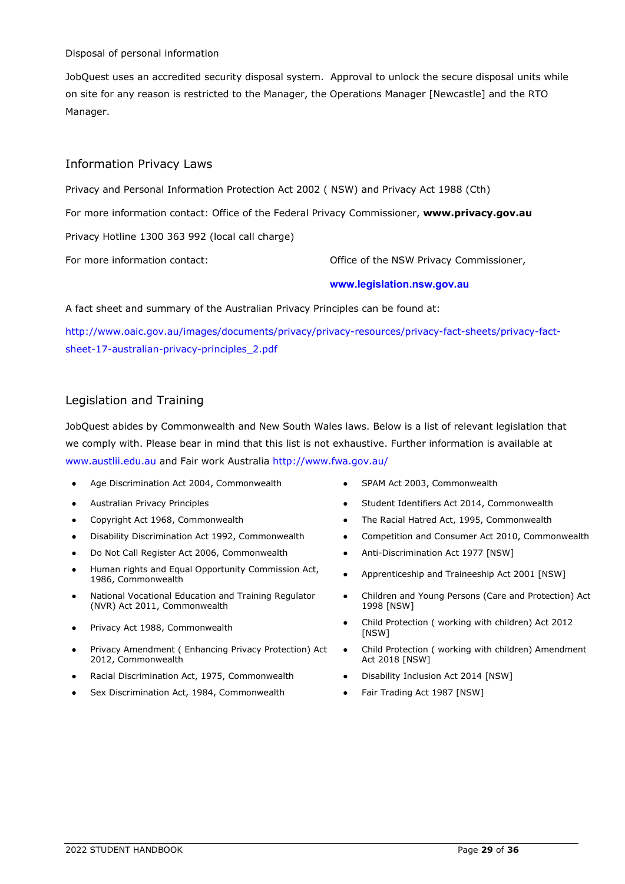Disposal of personal information

JobQuest uses an accredited security disposal system. Approval to unlock the secure disposal units while on site for any reason is restricted to the Manager, the Operations Manager [Newcastle] and the RTO Manager.

## Information Privacy Laws

Privacy and Personal Information Protection Act 2002 ( NSW) and Privacy Act 1988 (Cth)

For more information contact: Office of the Federal Privacy Commissioner, **www.privacy.gov.au**

Privacy Hotline 1300 363 992 (local call charge)

For more information contact: Office of the NSW Privacy Commissioner, **www.legislation.nsw.gov.au**

A fact sheet and summary of the Australian Privacy Principles can be found at:

http://www.oaic.gov.au/images/documents/privacy/privacy-resources/privacy-fact-sheets/privacy-fact-sheet-17-australian-privacy-principles_2.pdf

## Legislation and Training

JobQuest abides by Commonwealth and New South Wales laws. Below is a list of relevant legislation that we comply with. Please bear in mind that this list is not exhaustive. Further information is available at www.austlii.edu.au and Fair work Australia http://www.fwa.gov.au/

- Age Discrimination Act 2004, Commonwealth
- Australian Privacy Principles
- Copyright Act 1968, Commonwealth
- Disability Discrimination Act 1992, Commonwealth
- Do Not Call Register Act 2006, Commonwealth
- Human rights and Equal Opportunity Commission Act, 1986, Commonwealth
- National Vocational Education and Training Regulator (NVR) Act 2011, Commonwealth
- Privacy Act 1988, Commonwealth
- Privacy Amendment ( Enhancing Privacy Protection) Act 2012, Commonwealth
- Racial Discrimination Act, 1975, Commonwealth
- Sex Discrimination Act, 1984, Commonwealth
- SPAM Act 2003, Commonwealth
- Student Identifiers Act 2014, Commonwealth
- The Racial Hatred Act, 1995, Commonwealth
- Competition and Consumer Act 2010, Commonwealth
- Anti-Discrimination Act 1977 [NSW]
- Apprenticeship and Traineeship Act 2001 [NSW]
- Children and Young Persons (Care and Protection) Act 1998 [NSW]
- Child Protection ( working with children) Act 2012 [NSW]
- Child Protection ( working with children) Amendment Act 2018 [NSW]
- Disability Inclusion Act 2014 [NSW]
- Fair Trading Act 1987 [NSW]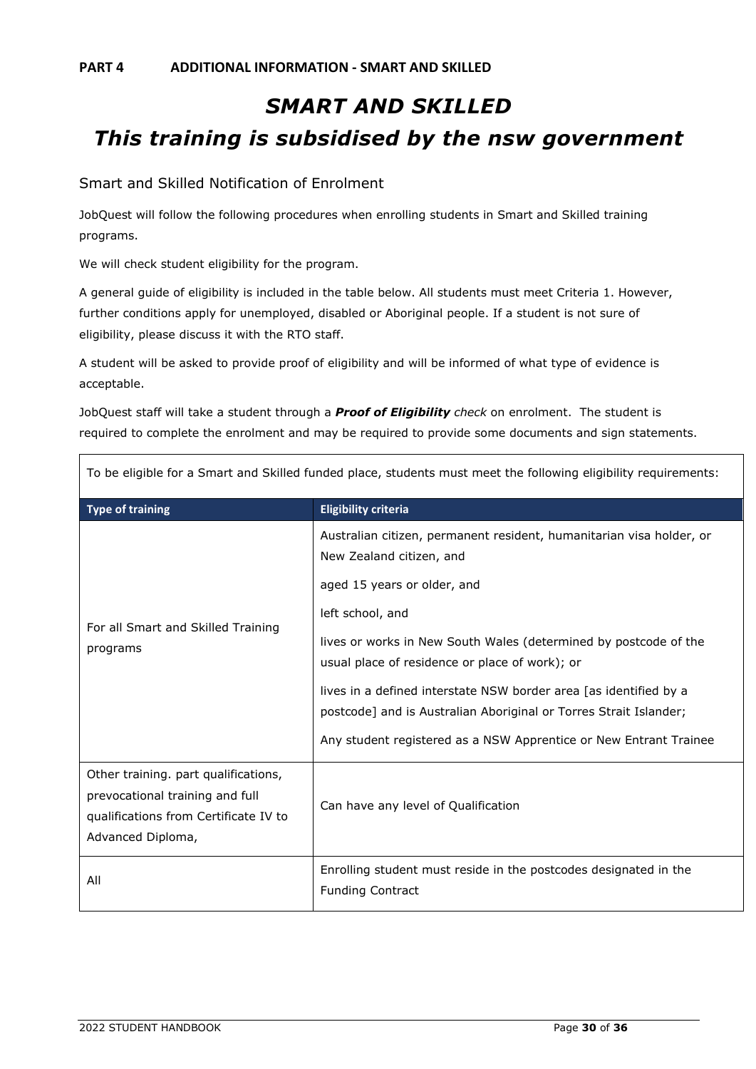**PART 4 ADDITIONAL INFORMATION - SMART AND SKILLED**

# *SMART AND SKILLED*

# *This training is subsidised by the nsw government*

## Smart and Skilled Notification of Enrolment

JobQuest will follow the following procedures when enrolling students in Smart and Skilled training programs.

We will check student eligibility for the program.

A general guide of eligibility is included in the table below. All students must meet Criteria 1. However, further conditions apply for unemployed, disabled or Aboriginal people. If a student is not sure of eligibility, please discuss it with the RTO staff.

A student will be asked to provide proof of eligibility and will be informed of what type of evidence is acceptable.

JobQuest staff will take a student through a ***Proof of Eligibility*** *check* on enrolment. The student is required to complete the enrolment and may be required to provide some documents and sign statements.

To be eligible for a Smart and Skilled funded place, students must meet the following eligibility requirements:

| Type of training | Eligibility criteria |
|---|---|
| For all Smart and Skilled Training programs | Australian citizen, permanent resident, humanitarian visa holder, or New Zealand citizen, and<br><br>aged 15 years or older, and<br><br>left school, and<br><br>lives or works in New South Wales (determined by postcode of the usual place of residence or place of work); or<br><br>lives in a defined interstate NSW border area [as identified by a postcode] and is Australian Aboriginal or Torres Strait Islander;<br><br>Any student registered as a NSW Apprentice or New Entrant Trainee |
| Other training. part qualifications, prevocational training and full qualifications from Certificate IV to Advanced Diploma, | Can have any level of Qualification |
| All | Enrolling student must reside in the postcodes designated in the Funding Contract |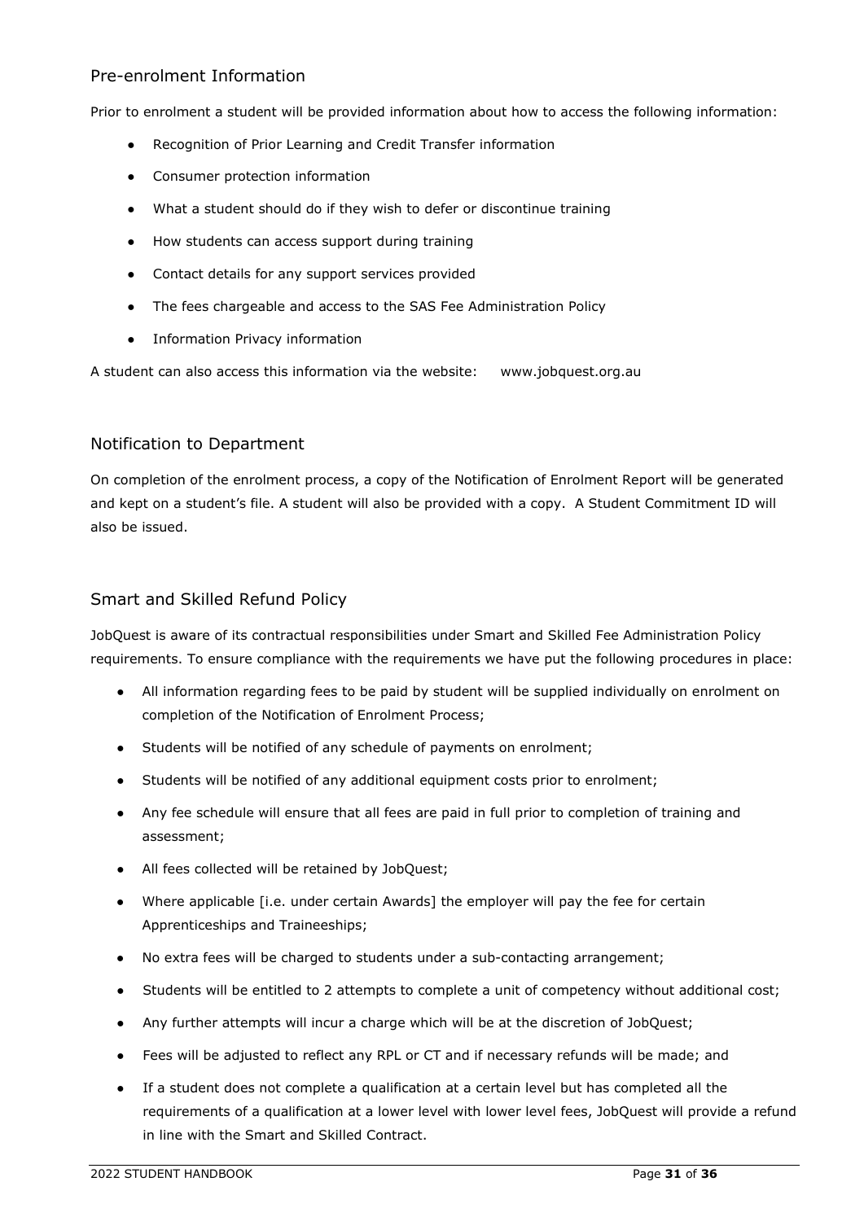## Pre-enrolment Information

Prior to enrolment a student will be provided information about how to access the following information:

- Recognition of Prior Learning and Credit Transfer information
- Consumer protection information
- What a student should do if they wish to defer or discontinue training
- How students can access support during training
- Contact details for any support services provided
- The fees chargeable and access to the SAS Fee Administration Policy
- Information Privacy information

A student can also access this information via the website: www.jobquest.org.au

## Notification to Department

On completion of the enrolment process, a copy of the Notification of Enrolment Report will be generated and kept on a student's file. A student will also be provided with a copy. A Student Commitment ID will also be issued.

## Smart and Skilled Refund Policy

JobQuest is aware of its contractual responsibilities under Smart and Skilled Fee Administration Policy requirements. To ensure compliance with the requirements we have put the following procedures in place:

- All information regarding fees to be paid by student will be supplied individually on enrolment on completion of the Notification of Enrolment Process;
- Students will be notified of any schedule of payments on enrolment;
- Students will be notified of any additional equipment costs prior to enrolment;
- Any fee schedule will ensure that all fees are paid in full prior to completion of training and assessment;
- All fees collected will be retained by JobQuest;
- Where applicable [i.e. under certain Awards] the employer will pay the fee for certain Apprenticeships and Traineeships;
- No extra fees will be charged to students under a sub-contacting arrangement;
- Students will be entitled to 2 attempts to complete a unit of competency without additional cost;
- Any further attempts will incur a charge which will be at the discretion of JobQuest;
- Fees will be adjusted to reflect any RPL or CT and if necessary refunds will be made; and
- If a student does not complete a qualification at a certain level but has completed all the requirements of a qualification at a lower level with lower level fees, JobQuest will provide a refund in line with the Smart and Skilled Contract.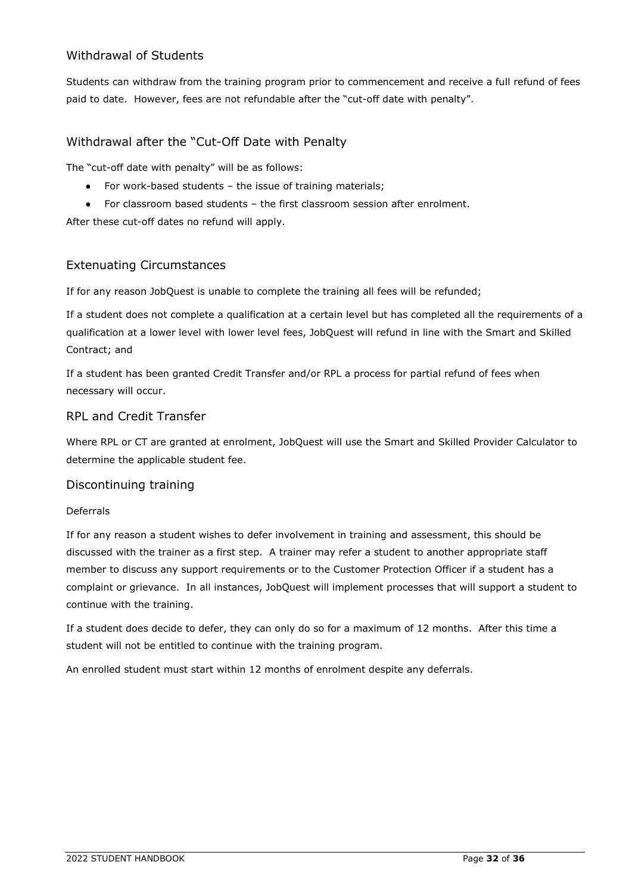## Withdrawal of Students

Students can withdraw from the training program prior to commencement and receive a full refund of fees paid to date. However, fees are not refundable after the "cut-off date with penalty".

## Withdrawal after the "Cut-Off Date with Penalty

The "cut-off date with penalty" will be as follows:

- For work-based students – the issue of training materials;
- For classroom based students – the first classroom session after enrolment.

After these cut-off dates no refund will apply.

## Extenuating Circumstances

If for any reason JobQuest is unable to complete the training all fees will be refunded;

If a student does not complete a qualification at a certain level but has completed all the requirements of a qualification at a lower level with lower level fees, JobQuest will refund in line with the Smart and Skilled Contract; and

If a student has been granted Credit Transfer and/or RPL a process for partial refund of fees when necessary will occur.

## RPL and Credit Transfer

Where RPL or CT are granted at enrolment, JobQuest will use the Smart and Skilled Provider Calculator to determine the applicable student fee.

## Discontinuing training

### Deferrals

If for any reason a student wishes to defer involvement in training and assessment, this should be discussed with the trainer as a first step. A trainer may refer a student to another appropriate staff member to discuss any support requirements or to the Customer Protection Officer if a student has a complaint or grievance. In all instances, JobQuest will implement processes that will support a student to continue with the training.

If a student does decide to defer, they can only do so for a maximum of 12 months. After this time a student will not be entitled to continue with the training program.

An enrolled student must start within 12 months of enrolment despite any deferrals.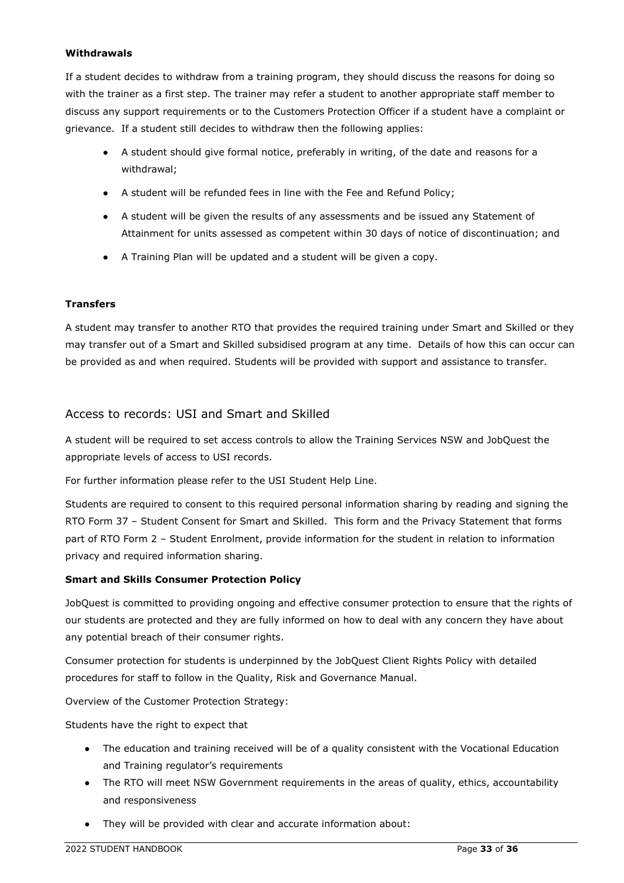**Withdrawals**

If a student decides to withdraw from a training program, they should discuss the reasons for doing so with the trainer as a first step. The trainer may refer a student to another appropriate staff member to discuss any support requirements or to the Customers Protection Officer if a student have a complaint or grievance. If a student still decides to withdraw then the following applies:

- A student should give formal notice, preferably in writing, of the date and reasons for a withdrawal;
- A student will be refunded fees in line with the Fee and Refund Policy;
- A student will be given the results of any assessments and be issued any Statement of Attainment for units assessed as competent within 30 days of notice of discontinuation; and
- A Training Plan will be updated and a student will be given a copy.

**Transfers**

A student may transfer to another RTO that provides the required training under Smart and Skilled or they may transfer out of a Smart and Skilled subsidised program at any time. Details of how this can occur can be provided as and when required. Students will be provided with support and assistance to transfer.

## Access to records: USI and Smart and Skilled

A student will be required to set access controls to allow the Training Services NSW and JobQuest the appropriate levels of access to USI records.

For further information please refer to the USI Student Help Line.

Students are required to consent to this required personal information sharing by reading and signing the RTO Form 37 – Student Consent for Smart and Skilled. This form and the Privacy Statement that forms part of RTO Form 2 – Student Enrolment, provide information for the student in relation to information privacy and required information sharing.

**Smart and Skills Consumer Protection Policy**

JobQuest is committed to providing ongoing and effective consumer protection to ensure that the rights of our students are protected and they are fully informed on how to deal with any concern they have about any potential breach of their consumer rights.

Consumer protection for students is underpinned by the JobQuest Client Rights Policy with detailed procedures for staff to follow in the Quality, Risk and Governance Manual.

Overview of the Customer Protection Strategy:

Students have the right to expect that

- The education and training received will be of a quality consistent with the Vocational Education and Training regulator's requirements
- The RTO will meet NSW Government requirements in the areas of quality, ethics, accountability and responsiveness
- They will be provided with clear and accurate information about: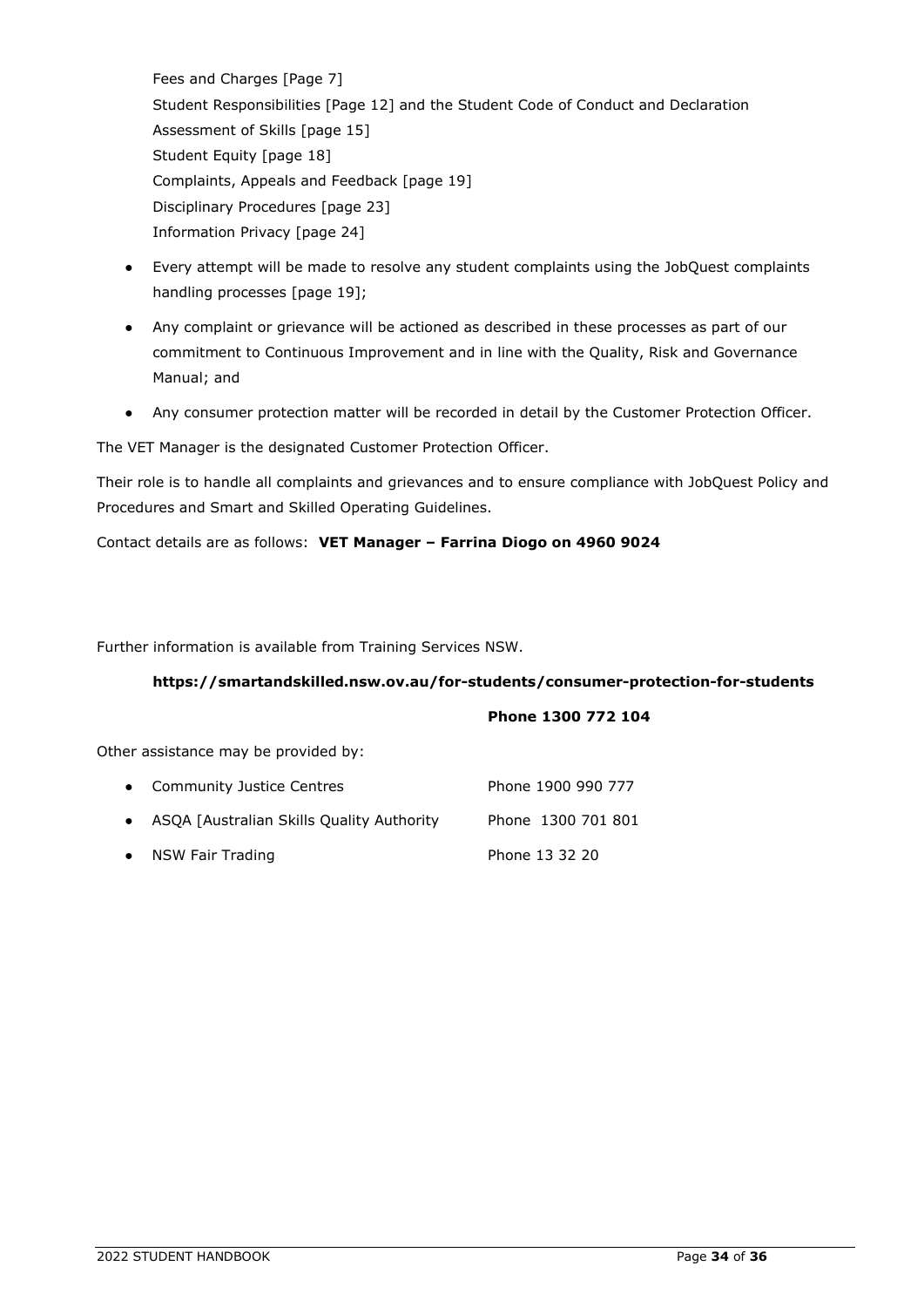Fees and Charges [Page 7]
Student Responsibilities [Page 12] and the Student Code of Conduct and Declaration
Assessment of Skills [page 15]
Student Equity [page 18]
Complaints, Appeals and Feedback [page 19]
Disciplinary Procedures [page 23]
Information Privacy [page 24]

- Every attempt will be made to resolve any student complaints using the JobQuest complaints handling processes [page 19];
- Any complaint or grievance will be actioned as described in these processes as part of our commitment to Continuous Improvement and in line with the Quality, Risk and Governance Manual; and
- Any consumer protection matter will be recorded in detail by the Customer Protection Officer.

The VET Manager is the designated Customer Protection Officer.

Their role is to handle all complaints and grievances and to ensure compliance with JobQuest Policy and Procedures and Smart and Skilled Operating Guidelines.

Contact details are as follows: **VET Manager – Farrina Diogo on 4960 9024**

Further information is available from Training Services NSW.

**https://smartandskilled.nsw.ov.au/for-students/consumer-protection-for-students**

**Phone 1300 772 104**

Other assistance may be provided by:

- Community Justice Centres — Phone 1900 990 777
- ASQA [Australian Skills Quality Authority — Phone 1300 701 801
- NSW Fair Trading — Phone 13 32 20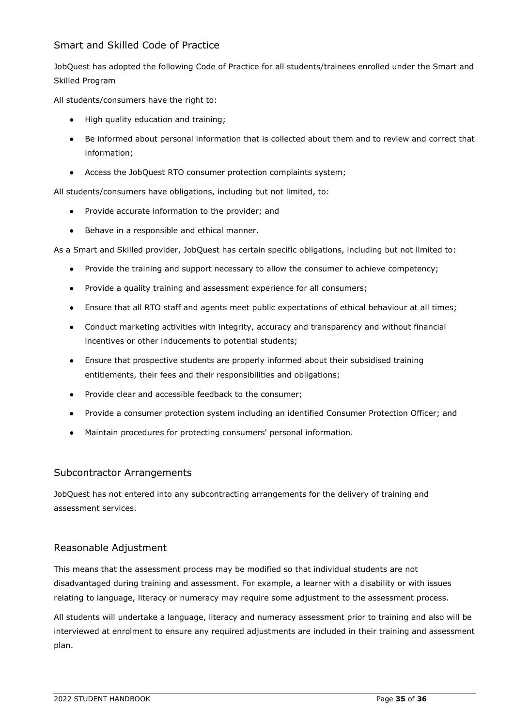## Smart and Skilled Code of Practice

JobQuest has adopted the following Code of Practice for all students/trainees enrolled under the Smart and Skilled Program

All students/consumers have the right to:

- High quality education and training;
- Be informed about personal information that is collected about them and to review and correct that information;
- Access the JobQuest RTO consumer protection complaints system;

All students/consumers have obligations, including but not limited, to:

- Provide accurate information to the provider; and
- Behave in a responsible and ethical manner.

As a Smart and Skilled provider, JobQuest has certain specific obligations, including but not limited to:

- Provide the training and support necessary to allow the consumer to achieve competency;
- Provide a quality training and assessment experience for all consumers;
- Ensure that all RTO staff and agents meet public expectations of ethical behaviour at all times;
- Conduct marketing activities with integrity, accuracy and transparency and without financial incentives or other inducements to potential students;
- Ensure that prospective students are properly informed about their subsidised training entitlements, their fees and their responsibilities and obligations;
- Provide clear and accessible feedback to the consumer;
- Provide a consumer protection system including an identified Consumer Protection Officer; and
- Maintain procedures for protecting consumers' personal information.

## Subcontractor Arrangements

JobQuest has not entered into any subcontracting arrangements for the delivery of training and assessment services.

## Reasonable Adjustment

This means that the assessment process may be modified so that individual students are not disadvantaged during training and assessment. For example, a learner with a disability or with issues relating to language, literacy or numeracy may require some adjustment to the assessment process.

All students will undertake a language, literacy and numeracy assessment prior to training and also will be interviewed at enrolment to ensure any required adjustments are included in their training and assessment plan.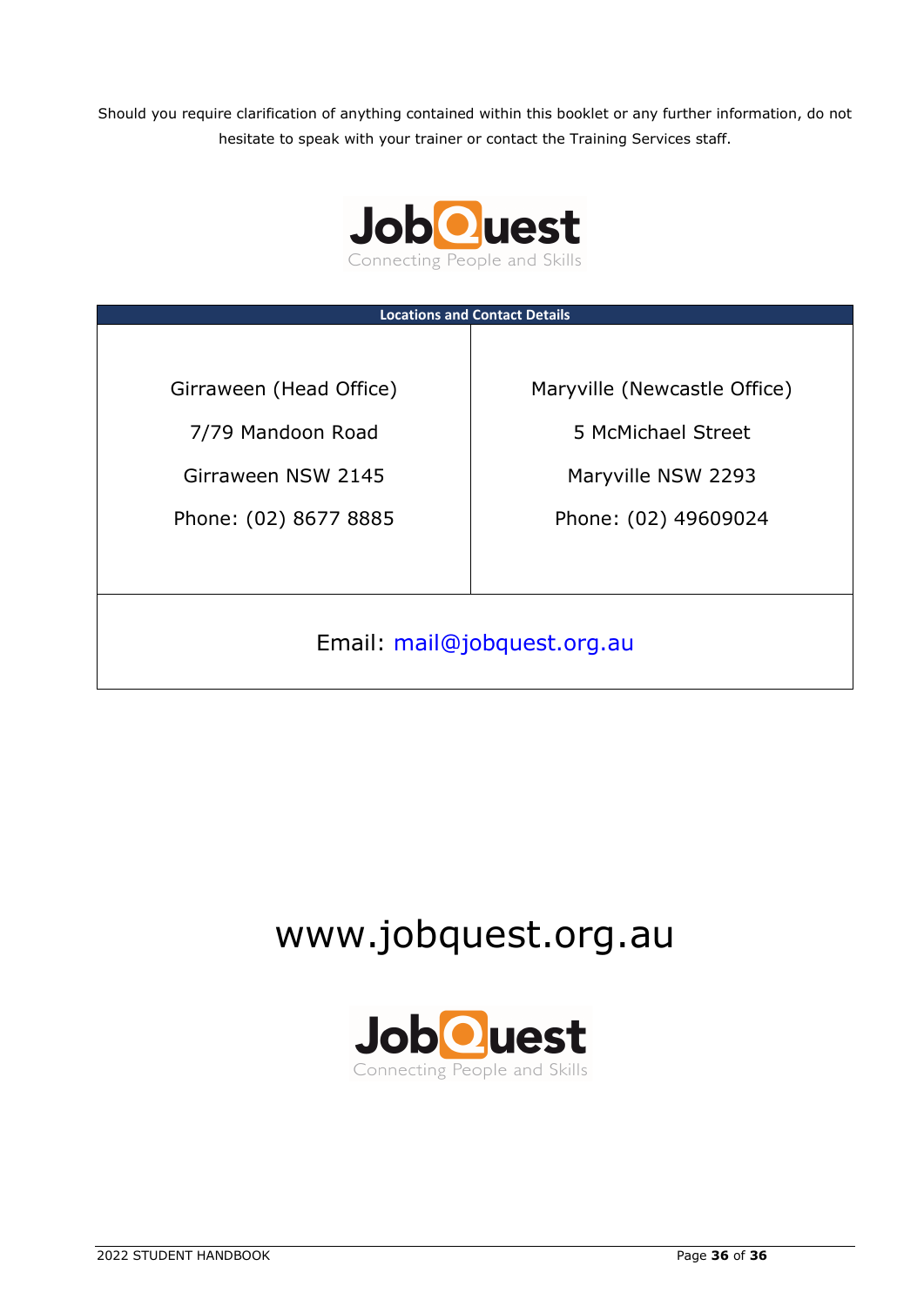Should you require clarification of anything contained within this booklet or any further information, do not hesitate to speak with your trainer or contact the Training Services staff.

JobQuest
Connecting People and Skills

| Locations and Contact Details | |
|---|---|
| Girraween (Head Office)<br>7/79 Mandoon Road<br>Girraween NSW 2145<br>Phone: (02) 8677 8885 | Maryville (Newcastle Office)<br>5 McMichael Street<br>Maryville NSW 2293<br>Phone: (02) 49609024 |
| Email: mail@jobquest.org.au | |

www.jobquest.org.au

JobQuest
Connecting People and Skills